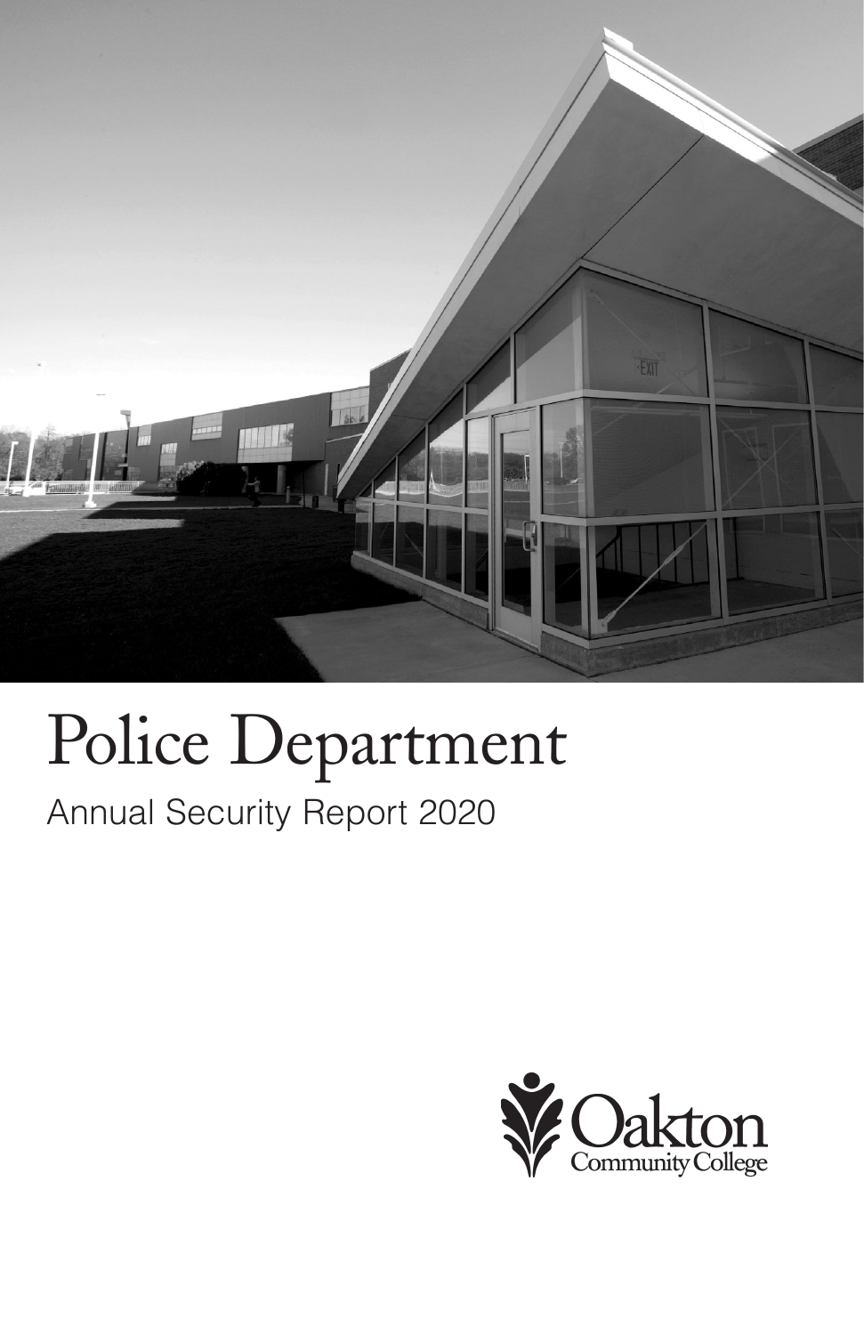# Police Department

## Annual Security Report 2020

Oakton Community College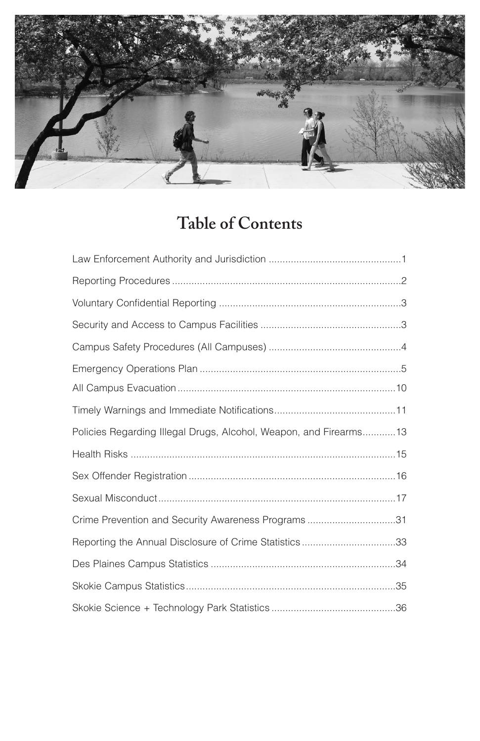# Table of Contents

| | |
|---|---|
| Law Enforcement Authority and Jurisdiction | 1 |
| Reporting Procedures | 2 |
| Voluntary Confidential Reporting | 3 |
| Security and Access to Campus Facilities | 3 |
| Campus Safety Procedures (All Campuses) | 4 |
| Emergency Operations Plan | 5 |
| All Campus Evacuation | 10 |
| Timely Warnings and Immediate Notifications | 11 |
| Policies Regarding Illegal Drugs, Alcohol, Weapon, and Firearms | 13 |
| Health Risks | 15 |
| Sex Offender Registration | 16 |
| Sexual Misconduct | 17 |
| Crime Prevention and Security Awareness Programs | 31 |
| Reporting the Annual Disclosure of Crime Statistics | 33 |
| Des Plaines Campus Statistics | 34 |
| Skokie Campus Statistics | 35 |
| Skokie Science + Technology Park Statistics | 36 |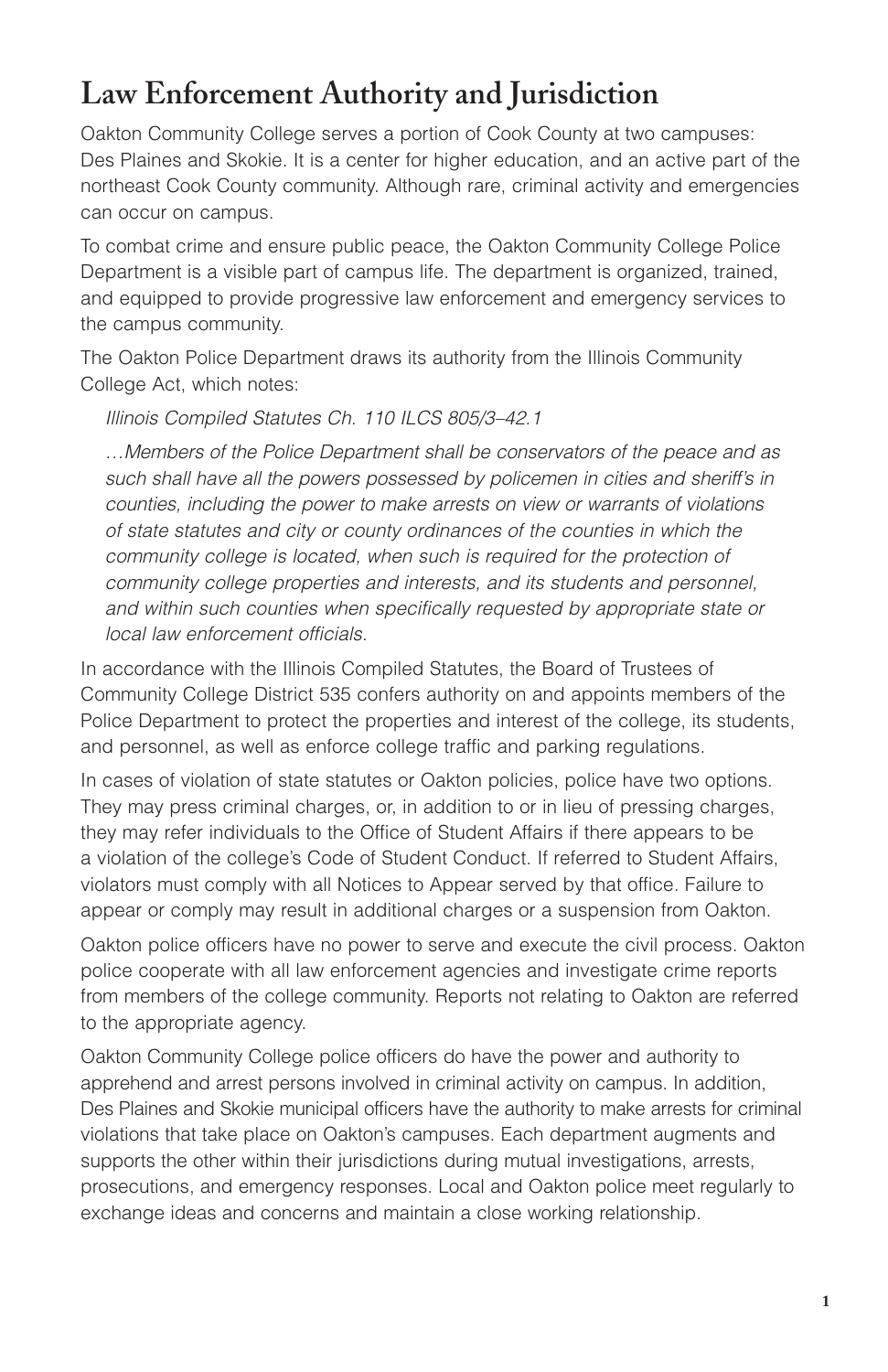# Law Enforcement Authority and Jurisdiction

Oakton Community College serves a portion of Cook County at two campuses: Des Plaines and Skokie. It is a center for higher education, and an active part of the northeast Cook County community. Although rare, criminal activity and emergencies can occur on campus.

To combat crime and ensure public peace, the Oakton Community College Police Department is a visible part of campus life. The department is organized, trained, and equipped to provide progressive law enforcement and emergency services to the campus community.

The Oakton Police Department draws its authority from the Illinois Community College Act, which notes:

> *Illinois Compiled Statutes Ch. 110 ILCS 805/3–42.1*
>
> *…Members of the Police Department shall be conservators of the peace and as such shall have all the powers possessed by policemen in cities and sheriff's in counties, including the power to make arrests on view or warrants of violations of state statutes and city or county ordinances of the counties in which the community college is located, when such is required for the protection of community college properties and interests, and its students and personnel, and within such counties when specifically requested by appropriate state or local law enforcement officials.*

In accordance with the Illinois Compiled Statutes, the Board of Trustees of Community College District 535 confers authority on and appoints members of the Police Department to protect the properties and interest of the college, its students, and personnel, as well as enforce college traffic and parking regulations.

In cases of violation of state statutes or Oakton policies, police have two options. They may press criminal charges, or, in addition to or in lieu of pressing charges, they may refer individuals to the Office of Student Affairs if there appears to be a violation of the college's Code of Student Conduct. If referred to Student Affairs, violators must comply with all Notices to Appear served by that office. Failure to appear or comply may result in additional charges or a suspension from Oakton.

Oakton police officers have no power to serve and execute the civil process. Oakton police cooperate with all law enforcement agencies and investigate crime reports from members of the college community. Reports not relating to Oakton are referred to the appropriate agency.

Oakton Community College police officers do have the power and authority to apprehend and arrest persons involved in criminal activity on campus. In addition, Des Plaines and Skokie municipal officers have the authority to make arrests for criminal violations that take place on Oakton's campuses. Each department augments and supports the other within their jurisdictions during mutual investigations, arrests, prosecutions, and emergency responses. Local and Oakton police meet regularly to exchange ideas and concerns and maintain a close working relationship.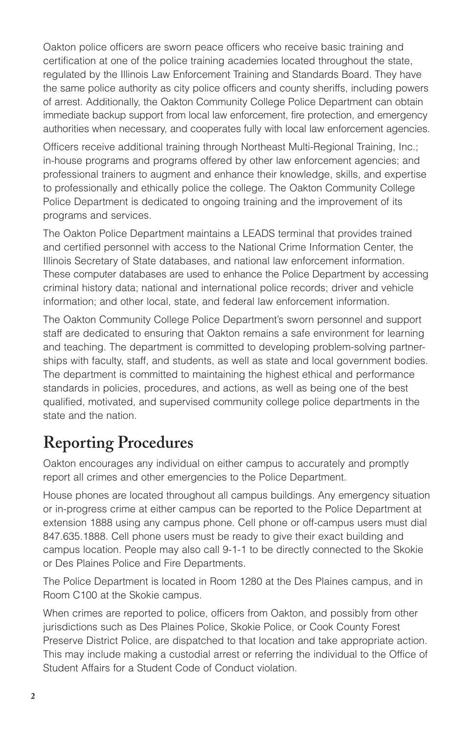Oakton police officers are sworn peace officers who receive basic training and certification at one of the police training academies located throughout the state, regulated by the Illinois Law Enforcement Training and Standards Board. They have the same police authority as city police officers and county sheriffs, including powers of arrest. Additionally, the Oakton Community College Police Department can obtain immediate backup support from local law enforcement, fire protection, and emergency authorities when necessary, and cooperates fully with local law enforcement agencies.

Officers receive additional training through Northeast Multi-Regional Training, Inc.; in-house programs and programs offered by other law enforcement agencies; and professional trainers to augment and enhance their knowledge, skills, and expertise to professionally and ethically police the college. The Oakton Community College Police Department is dedicated to ongoing training and the improvement of its programs and services.

The Oakton Police Department maintains a LEADS terminal that provides trained and certified personnel with access to the National Crime Information Center, the Illinois Secretary of State databases, and national law enforcement information. These computer databases are used to enhance the Police Department by accessing criminal history data; national and international police records; driver and vehicle information; and other local, state, and federal law enforcement information.

The Oakton Community College Police Department's sworn personnel and support staff are dedicated to ensuring that Oakton remains a safe environment for learning and teaching. The department is committed to developing problem-solving partnerships with faculty, staff, and students, as well as state and local government bodies. The department is committed to maintaining the highest ethical and performance standards in policies, procedures, and actions, as well as being one of the best qualified, motivated, and supervised community college police departments in the state and the nation.

## Reporting Procedures

Oakton encourages any individual on either campus to accurately and promptly report all crimes and other emergencies to the Police Department.

House phones are located throughout all campus buildings. Any emergency situation or in-progress crime at either campus can be reported to the Police Department at extension 1888 using any campus phone. Cell phone or off-campus users must dial 847.635.1888. Cell phone users must be ready to give their exact building and campus location. People may also call 9-1-1 to be directly connected to the Skokie or Des Plaines Police and Fire Departments.

The Police Department is located in Room 1280 at the Des Plaines campus, and in Room C100 at the Skokie campus.

When crimes are reported to police, officers from Oakton, and possibly from other jurisdictions such as Des Plaines Police, Skokie Police, or Cook County Forest Preserve District Police, are dispatched to that location and take appropriate action. This may include making a custodial arrest or referring the individual to the Office of Student Affairs for a Student Code of Conduct violation.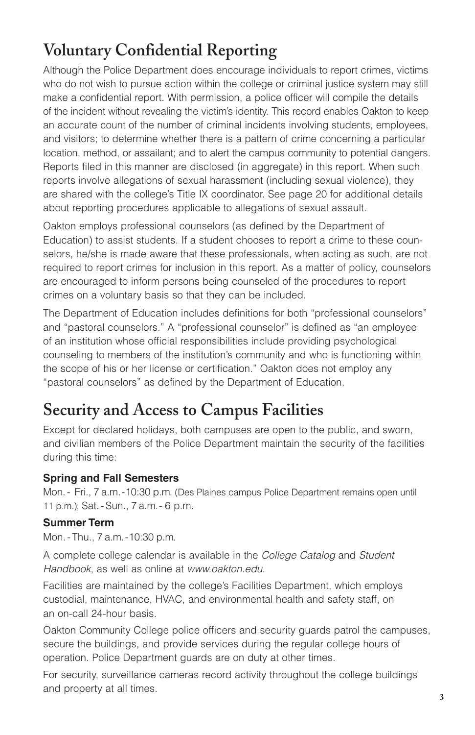## Voluntary Confidential Reporting

Although the Police Department does encourage individuals to report crimes, victims who do not wish to pursue action within the college or criminal justice system may still make a confidential report. With permission, a police officer will compile the details of the incident without revealing the victim's identity. This record enables Oakton to keep an accurate count of the number of criminal incidents involving students, employees, and visitors; to determine whether there is a pattern of crime concerning a particular location, method, or assailant; and to alert the campus community to potential dangers. Reports filed in this manner are disclosed (in aggregate) in this report. When such reports involve allegations of sexual harassment (including sexual violence), they are shared with the college's Title IX coordinator. See page 20 for additional details about reporting procedures applicable to allegations of sexual assault.

Oakton employs professional counselors (as defined by the Department of Education) to assist students. If a student chooses to report a crime to these counselors, he/she is made aware that these professionals, when acting as such, are not required to report crimes for inclusion in this report. As a matter of policy, counselors are encouraged to inform persons being counseled of the procedures to report crimes on a voluntary basis so that they can be included.

The Department of Education includes definitions for both "professional counselors" and "pastoral counselors." A "professional counselor" is defined as "an employee of an institution whose official responsibilities include providing psychological counseling to members of the institution's community and who is functioning within the scope of his or her license or certification." Oakton does not employ any "pastoral counselors" as defined by the Department of Education.

## Security and Access to Campus Facilities

Except for declared holidays, both campuses are open to the public, and sworn, and civilian members of the Police Department maintain the security of the facilities during this time:

**Spring and Fall Semesters**

Mon. - Fri., 7 a.m. - 10:30 p.m. (Des Plaines campus Police Department remains open until 11 p.m.); Sat. - Sun., 7 a.m. - 6 p.m.

**Summer Term**

Mon. - Thu., 7 a.m. - 10:30 p.m.

A complete college calendar is available in the *College Catalog* and *Student Handbook*, as well as online at *www.oakton.edu*.

Facilities are maintained by the college's Facilities Department, which employs custodial, maintenance, HVAC, and environmental health and safety staff, on an on-call 24-hour basis.

Oakton Community College police officers and security guards patrol the campuses, secure the buildings, and provide services during the regular college hours of operation. Police Department guards are on duty at other times.

For security, surveillance cameras record activity throughout the college buildings and property at all times.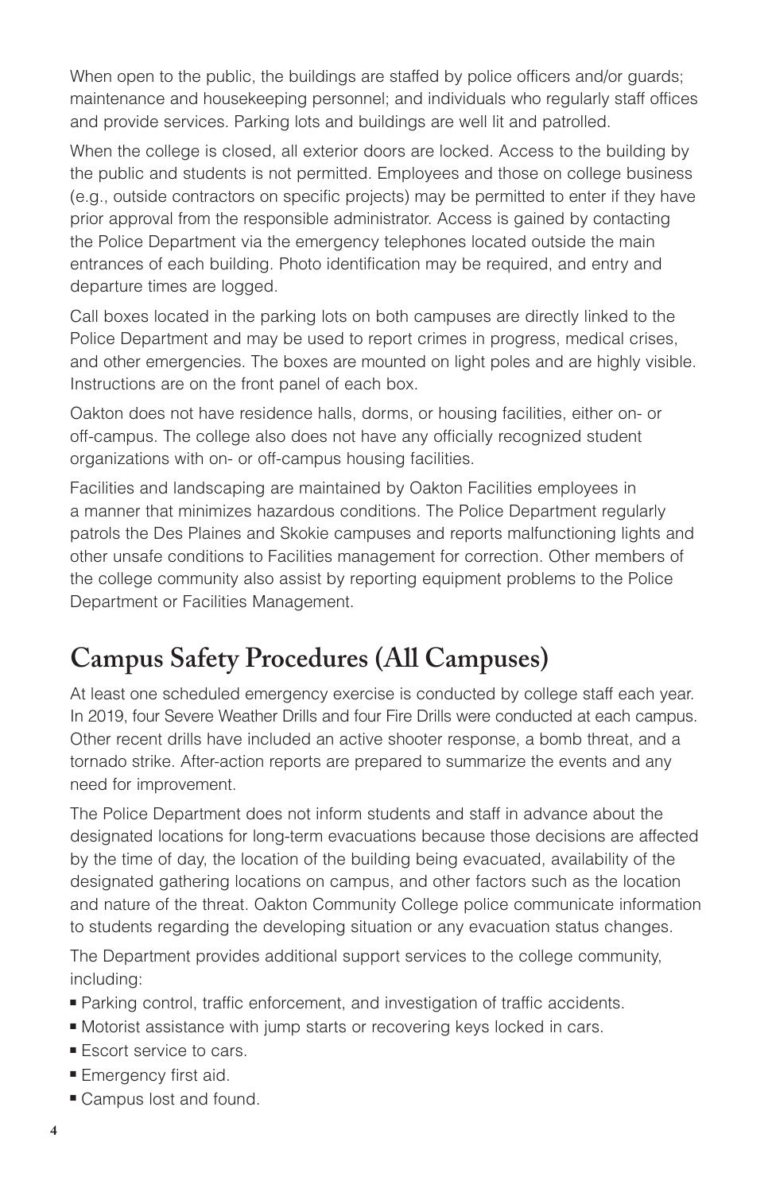When open to the public, the buildings are staffed by police officers and/or guards; maintenance and housekeeping personnel; and individuals who regularly staff offices and provide services. Parking lots and buildings are well lit and patrolled.

When the college is closed, all exterior doors are locked. Access to the building by the public and students is not permitted. Employees and those on college business (e.g., outside contractors on specific projects) may be permitted to enter if they have prior approval from the responsible administrator. Access is gained by contacting the Police Department via the emergency telephones located outside the main entrances of each building. Photo identification may be required, and entry and departure times are logged.

Call boxes located in the parking lots on both campuses are directly linked to the Police Department and may be used to report crimes in progress, medical crises, and other emergencies. The boxes are mounted on light poles and are highly visible. Instructions are on the front panel of each box.

Oakton does not have residence halls, dorms, or housing facilities, either on- or off-campus. The college also does not have any officially recognized student organizations with on- or off-campus housing facilities.

Facilities and landscaping are maintained by Oakton Facilities employees in a manner that minimizes hazardous conditions. The Police Department regularly patrols the Des Plaines and Skokie campuses and reports malfunctioning lights and other unsafe conditions to Facilities management for correction. Other members of the college community also assist by reporting equipment problems to the Police Department or Facilities Management.

## Campus Safety Procedures (All Campuses)

At least one scheduled emergency exercise is conducted by college staff each year. In 2019, four Severe Weather Drills and four Fire Drills were conducted at each campus. Other recent drills have included an active shooter response, a bomb threat, and a tornado strike. After-action reports are prepared to summarize the events and any need for improvement.

The Police Department does not inform students and staff in advance about the designated locations for long-term evacuations because those decisions are affected by the time of day, the location of the building being evacuated, availability of the designated gathering locations on campus, and other factors such as the location and nature of the threat. Oakton Community College police communicate information to students regarding the developing situation or any evacuation status changes.

The Department provides additional support services to the college community, including:

- Parking control, traffic enforcement, and investigation of traffic accidents.
- Motorist assistance with jump starts or recovering keys locked in cars.
- Escort service to cars.
- Emergency first aid.
- Campus lost and found.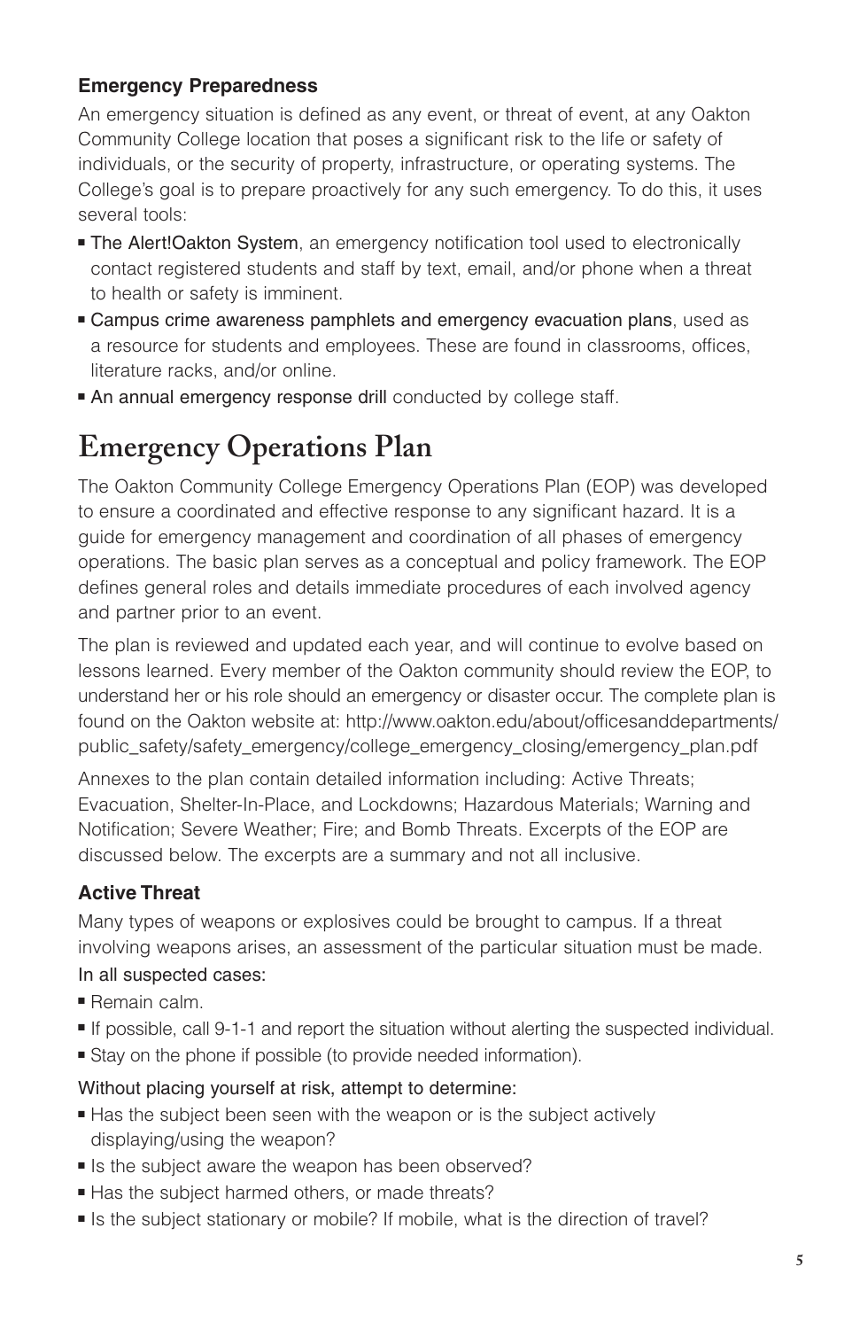### Emergency Preparedness

An emergency situation is defined as any event, or threat of event, at any Oakton Community College location that poses a significant risk to the life or safety of individuals, or the security of property, infrastructure, or operating systems. The College's goal is to prepare proactively for any such emergency. To do this, it uses several tools:

- The Alert!Oakton System, an emergency notification tool used to electronically contact registered students and staff by text, email, and/or phone when a threat to health or safety is imminent.
- Campus crime awareness pamphlets and emergency evacuation plans, used as a resource for students and employees. These are found in classrooms, offices, literature racks, and/or online.
- An annual emergency response drill conducted by college staff.

# Emergency Operations Plan

The Oakton Community College Emergency Operations Plan (EOP) was developed to ensure a coordinated and effective response to any significant hazard. It is a guide for emergency management and coordination of all phases of emergency operations. The basic plan serves as a conceptual and policy framework. The EOP defines general roles and details immediate procedures of each involved agency and partner prior to an event.

The plan is reviewed and updated each year, and will continue to evolve based on lessons learned. Every member of the Oakton community should review the EOP, to understand her or his role should an emergency or disaster occur. The complete plan is found on the Oakton website at: http://www.oakton.edu/about/officesanddepartments/public_safety/safety_emergency/college_emergency_closing/emergency_plan.pdf

Annexes to the plan contain detailed information including: Active Threats; Evacuation, Shelter-In-Place, and Lockdowns; Hazardous Materials; Warning and Notification; Severe Weather; Fire; and Bomb Threats. Excerpts of the EOP are discussed below. The excerpts are a summary and not all inclusive.

### Active Threat

Many types of weapons or explosives could be brought to campus. If a threat involving weapons arises, an assessment of the particular situation must be made.

In all suspected cases:

- Remain calm.
- If possible, call 9-1-1 and report the situation without alerting the suspected individual.
- Stay on the phone if possible (to provide needed information).

Without placing yourself at risk, attempt to determine:

- Has the subject been seen with the weapon or is the subject actively displaying/using the weapon?
- Is the subject aware the weapon has been observed?
- Has the subject harmed others, or made threats?
- Is the subject stationary or mobile? If mobile, what is the direction of travel?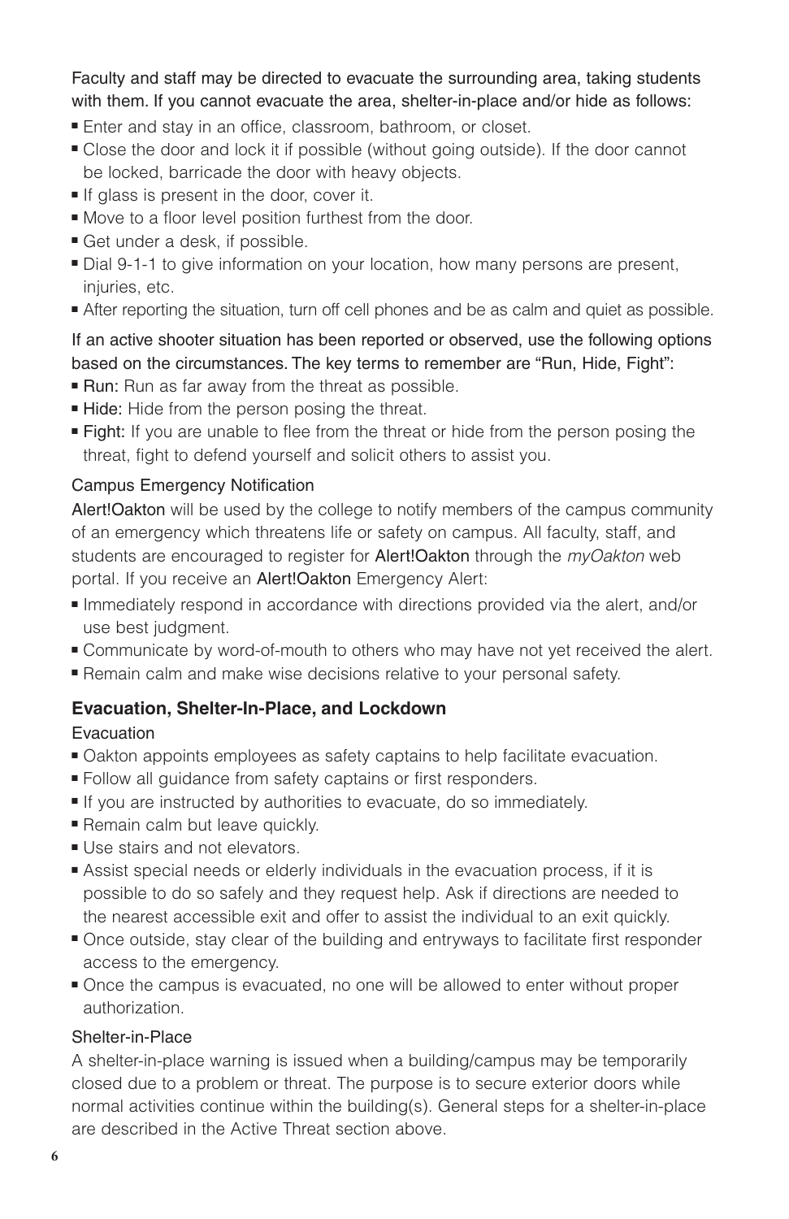Faculty and staff may be directed to evacuate the surrounding area, taking students with them. If you cannot evacuate the area, shelter-in-place and/or hide as follows:

- Enter and stay in an office, classroom, bathroom, or closet.
- Close the door and lock it if possible (without going outside). If the door cannot be locked, barricade the door with heavy objects.
- If glass is present in the door, cover it.
- Move to a floor level position furthest from the door.
- Get under a desk, if possible.
- Dial 9-1-1 to give information on your location, how many persons are present, injuries, etc.
- After reporting the situation, turn off cell phones and be as calm and quiet as possible.

If an active shooter situation has been reported or observed, use the following options based on the circumstances. The key terms to remember are "Run, Hide, Fight":

- Run: Run as far away from the threat as possible.
- Hide: Hide from the person posing the threat.
- Fight: If you are unable to flee from the threat or hide from the person posing the threat, fight to defend yourself and solicit others to assist you.

Campus Emergency Notification

Alert!Oakton will be used by the college to notify members of the campus community of an emergency which threatens life or safety on campus. All faculty, staff, and students are encouraged to register for Alert!Oakton through the *myOakton* web portal. If you receive an Alert!Oakton Emergency Alert:

- Immediately respond in accordance with directions provided via the alert, and/or use best judgment.
- Communicate by word-of-mouth to others who may have not yet received the alert.
- Remain calm and make wise decisions relative to your personal safety.

### Evacuation, Shelter-In-Place, and Lockdown

Evacuation

- Oakton appoints employees as safety captains to help facilitate evacuation.
- Follow all guidance from safety captains or first responders.
- If you are instructed by authorities to evacuate, do so immediately.
- Remain calm but leave quickly.
- Use stairs and not elevators.
- Assist special needs or elderly individuals in the evacuation process, if it is possible to do so safely and they request help. Ask if directions are needed to the nearest accessible exit and offer to assist the individual to an exit quickly.
- Once outside, stay clear of the building and entryways to facilitate first responder access to the emergency.
- Once the campus is evacuated, no one will be allowed to enter without proper authorization.

Shelter-in-Place

A shelter-in-place warning is issued when a building/campus may be temporarily closed due to a problem or threat. The purpose is to secure exterior doors while normal activities continue within the building(s). General steps for a shelter-in-place are described in the Active Threat section above.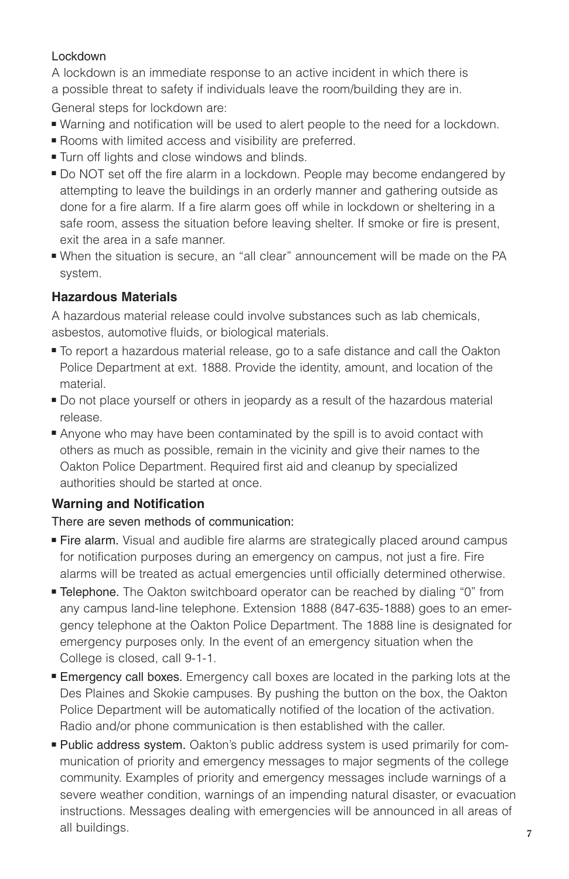Lockdown

A lockdown is an immediate response to an active incident in which there is a possible threat to safety if individuals leave the room/building they are in.

General steps for lockdown are:

- Warning and notification will be used to alert people to the need for a lockdown.
- Rooms with limited access and visibility are preferred.
- Turn off lights and close windows and blinds.
- Do NOT set off the fire alarm in a lockdown. People may become endangered by attempting to leave the buildings in an orderly manner and gathering outside as done for a fire alarm. If a fire alarm goes off while in lockdown or sheltering in a safe room, assess the situation before leaving shelter. If smoke or fire is present, exit the area in a safe manner.
- When the situation is secure, an "all clear" announcement will be made on the PA system.

### Hazardous Materials

A hazardous material release could involve substances such as lab chemicals, asbestos, automotive fluids, or biological materials.

- To report a hazardous material release, go to a safe distance and call the Oakton Police Department at ext. 1888. Provide the identity, amount, and location of the material.
- Do not place yourself or others in jeopardy as a result of the hazardous material release.
- Anyone who may have been contaminated by the spill is to avoid contact with others as much as possible, remain in the vicinity and give their names to the Oakton Police Department. Required first aid and cleanup by specialized authorities should be started at once.

### Warning and Notification

There are seven methods of communication:

- Fire alarm. Visual and audible fire alarms are strategically placed around campus for notification purposes during an emergency on campus, not just a fire. Fire alarms will be treated as actual emergencies until officially determined otherwise.
- Telephone. The Oakton switchboard operator can be reached by dialing "0" from any campus land-line telephone. Extension 1888 (847-635-1888) goes to an emergency telephone at the Oakton Police Department. The 1888 line is designated for emergency purposes only. In the event of an emergency situation when the College is closed, call 9-1-1.
- Emergency call boxes. Emergency call boxes are located in the parking lots at the Des Plaines and Skokie campuses. By pushing the button on the box, the Oakton Police Department will be automatically notified of the location of the activation. Radio and/or phone communication is then established with the caller.
- Public address system. Oakton's public address system is used primarily for communication of priority and emergency messages to major segments of the college community. Examples of priority and emergency messages include warnings of a severe weather condition, warnings of an impending natural disaster, or evacuation instructions. Messages dealing with emergencies will be announced in all areas of all buildings.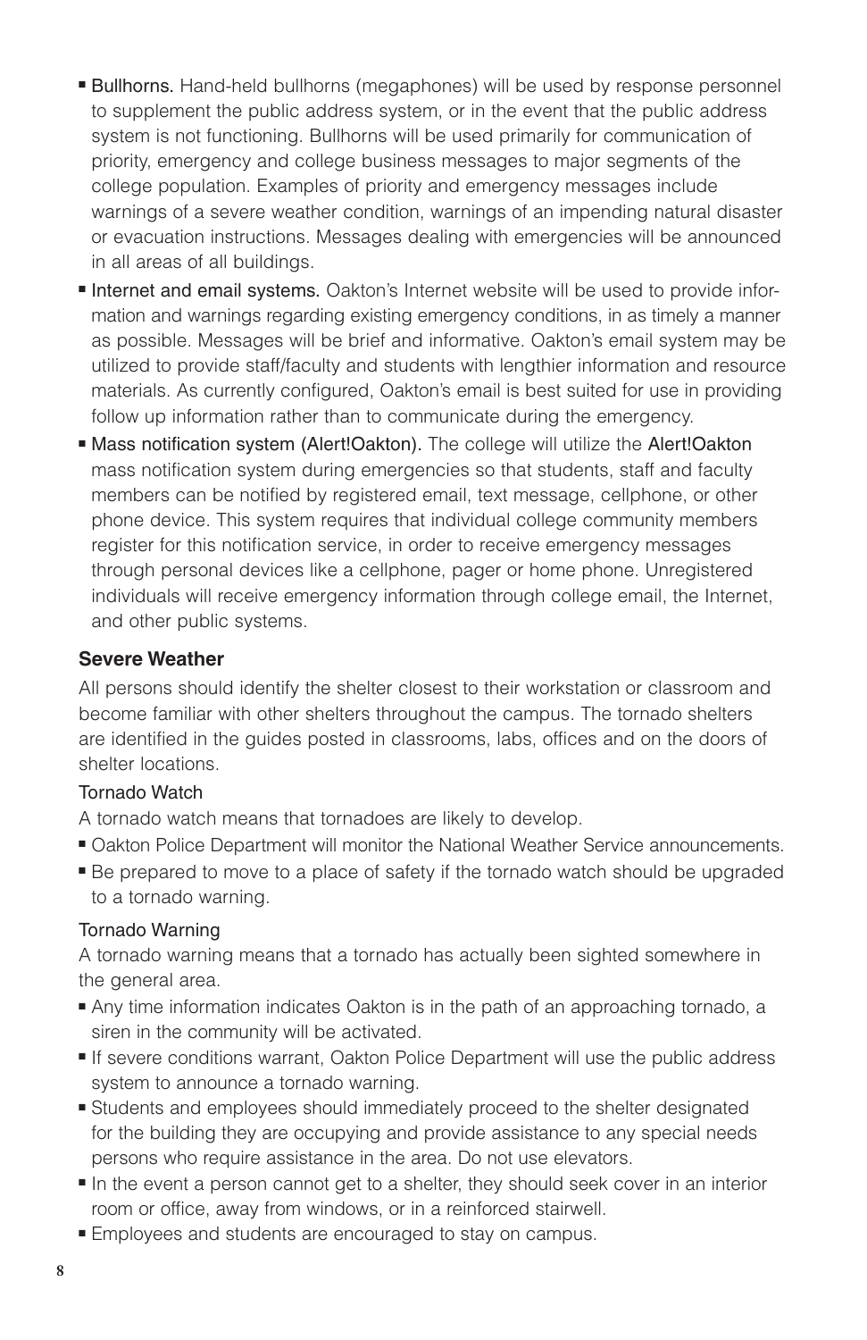- **Bullhorns.** Hand-held bullhorns (megaphones) will be used by response personnel to supplement the public address system, or in the event that the public address system is not functioning. Bullhorns will be used primarily for communication of priority, emergency and college business messages to major segments of the college population. Examples of priority and emergency messages include warnings of a severe weather condition, warnings of an impending natural disaster or evacuation instructions. Messages dealing with emergencies will be announced in all areas of all buildings.
- **Internet and email systems.** Oakton's Internet website will be used to provide information and warnings regarding existing emergency conditions, in as timely a manner as possible. Messages will be brief and informative. Oakton's email system may be utilized to provide staff/faculty and students with lengthier information and resource materials. As currently configured, Oakton's email is best suited for use in providing follow up information rather than to communicate during the emergency.
- **Mass notification system (Alert!Oakton).** The college will utilize the Alert!Oakton mass notification system during emergencies so that students, staff and faculty members can be notified by registered email, text message, cellphone, or other phone device. This system requires that individual college community members register for this notification service, in order to receive emergency messages through personal devices like a cellphone, pager or home phone. Unregistered individuals will receive emergency information through college email, the Internet, and other public systems.

### Severe Weather

All persons should identify the shelter closest to their workstation or classroom and become familiar with other shelters throughout the campus. The tornado shelters are identified in the guides posted in classrooms, labs, offices and on the doors of shelter locations.

#### Tornado Watch

A tornado watch means that tornadoes are likely to develop.

- Oakton Police Department will monitor the National Weather Service announcements.
- Be prepared to move to a place of safety if the tornado watch should be upgraded to a tornado warning.

#### Tornado Warning

A tornado warning means that a tornado has actually been sighted somewhere in the general area.

- Any time information indicates Oakton is in the path of an approaching tornado, a siren in the community will be activated.
- If severe conditions warrant, Oakton Police Department will use the public address system to announce a tornado warning.
- Students and employees should immediately proceed to the shelter designated for the building they are occupying and provide assistance to any special needs persons who require assistance in the area. Do not use elevators.
- In the event a person cannot get to a shelter, they should seek cover in an interior room or office, away from windows, or in a reinforced stairwell.
- Employees and students are encouraged to stay on campus.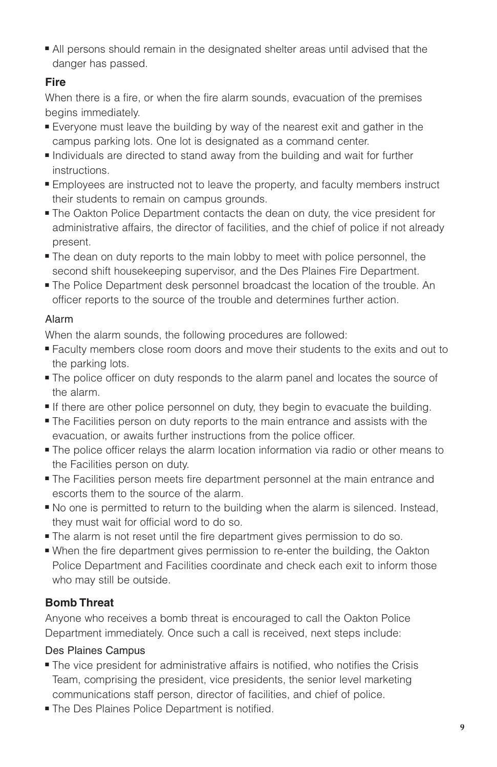- All persons should remain in the designated shelter areas until advised that the danger has passed.

### Fire

When there is a fire, or when the fire alarm sounds, evacuation of the premises begins immediately.

- Everyone must leave the building by way of the nearest exit and gather in the campus parking lots. One lot is designated as a command center.
- Individuals are directed to stand away from the building and wait for further instructions.
- Employees are instructed not to leave the property, and faculty members instruct their students to remain on campus grounds.
- The Oakton Police Department contacts the dean on duty, the vice president for administrative affairs, the director of facilities, and the chief of police if not already present.
- The dean on duty reports to the main lobby to meet with police personnel, the second shift housekeeping supervisor, and the Des Plaines Fire Department.
- The Police Department desk personnel broadcast the location of the trouble. An officer reports to the source of the trouble and determines further action.

#### Alarm

When the alarm sounds, the following procedures are followed:

- Faculty members close room doors and move their students to the exits and out to the parking lots.
- The police officer on duty responds to the alarm panel and locates the source of the alarm.
- If there are other police personnel on duty, they begin to evacuate the building.
- The Facilities person on duty reports to the main entrance and assists with the evacuation, or awaits further instructions from the police officer.
- The police officer relays the alarm location information via radio or other means to the Facilities person on duty.
- The Facilities person meets fire department personnel at the main entrance and escorts them to the source of the alarm.
- No one is permitted to return to the building when the alarm is silenced. Instead, they must wait for official word to do so.
- The alarm is not reset until the fire department gives permission to do so.
- When the fire department gives permission to re-enter the building, the Oakton Police Department and Facilities coordinate and check each exit to inform those who may still be outside.

### Bomb Threat

Anyone who receives a bomb threat is encouraged to call the Oakton Police Department immediately. Once such a call is received, next steps include:

#### Des Plaines Campus

- The vice president for administrative affairs is notified, who notifies the Crisis Team, comprising the president, vice presidents, the senior level marketing communications staff person, director of facilities, and chief of police.
- The Des Plaines Police Department is notified.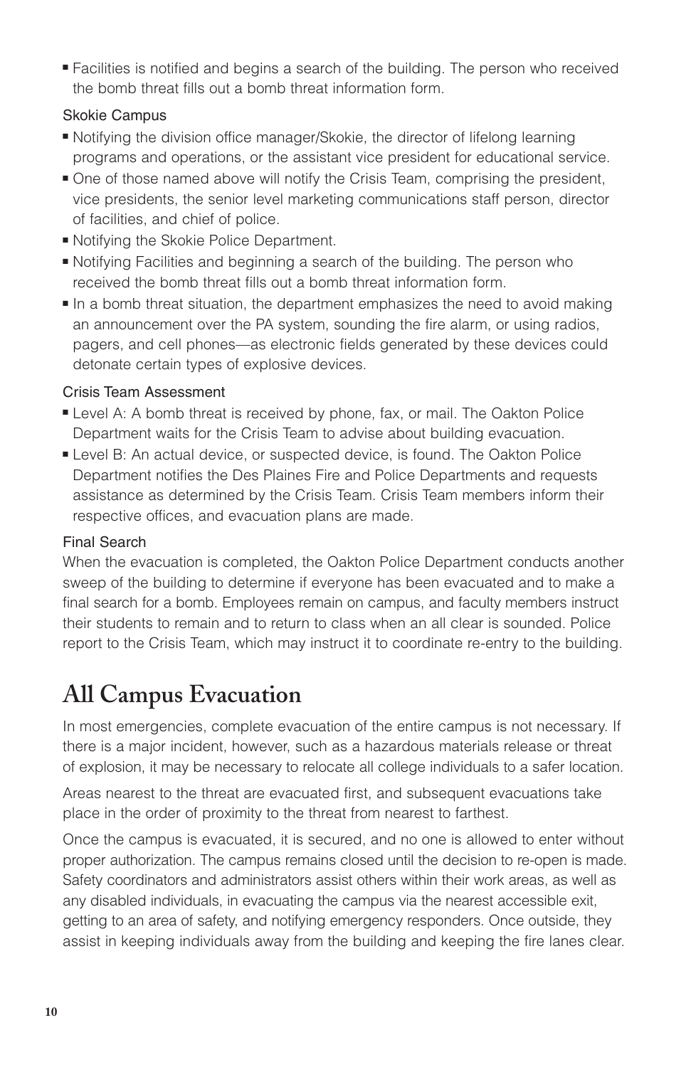- Facilities is notified and begins a search of the building. The person who received the bomb threat fills out a bomb threat information form.

### Skokie Campus

- Notifying the division office manager/Skokie, the director of lifelong learning programs and operations, or the assistant vice president for educational service.
- One of those named above will notify the Crisis Team, comprising the president, vice presidents, the senior level marketing communications staff person, director of facilities, and chief of police.
- Notifying the Skokie Police Department.
- Notifying Facilities and beginning a search of the building. The person who received the bomb threat fills out a bomb threat information form.
- In a bomb threat situation, the department emphasizes the need to avoid making an announcement over the PA system, sounding the fire alarm, or using radios, pagers, and cell phones—as electronic fields generated by these devices could detonate certain types of explosive devices.

### Crisis Team Assessment

- Level A: A bomb threat is received by phone, fax, or mail. The Oakton Police Department waits for the Crisis Team to advise about building evacuation.
- Level B: An actual device, or suspected device, is found. The Oakton Police Department notifies the Des Plaines Fire and Police Departments and requests assistance as determined by the Crisis Team. Crisis Team members inform their respective offices, and evacuation plans are made.

### Final Search

When the evacuation is completed, the Oakton Police Department conducts another sweep of the building to determine if everyone has been evacuated and to make a final search for a bomb. Employees remain on campus, and faculty members instruct their students to remain and to return to class when an all clear is sounded. Police report to the Crisis Team, which may instruct it to coordinate re-entry to the building.

# All Campus Evacuation

In most emergencies, complete evacuation of the entire campus is not necessary. If there is a major incident, however, such as a hazardous materials release or threat of explosion, it may be necessary to relocate all college individuals to a safer location.

Areas nearest to the threat are evacuated first, and subsequent evacuations take place in the order of proximity to the threat from nearest to farthest.

Once the campus is evacuated, it is secured, and no one is allowed to enter without proper authorization. The campus remains closed until the decision to re-open is made. Safety coordinators and administrators assist others within their work areas, as well as any disabled individuals, in evacuating the campus via the nearest accessible exit, getting to an area of safety, and notifying emergency responders. Once outside, they assist in keeping individuals away from the building and keeping the fire lanes clear.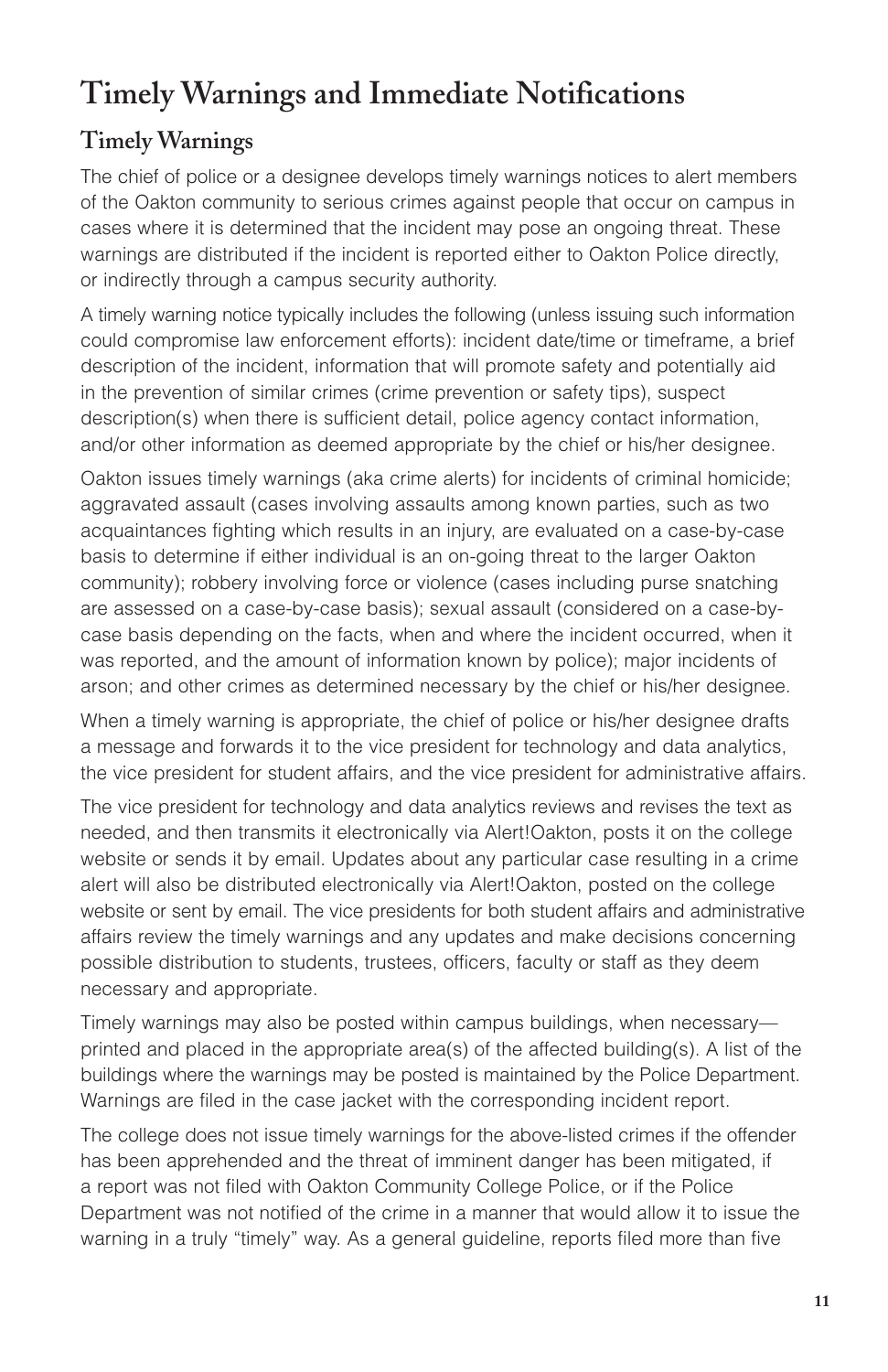# Timely Warnings and Immediate Notifications

## Timely Warnings

The chief of police or a designee develops timely warnings notices to alert members of the Oakton community to serious crimes against people that occur on campus in cases where it is determined that the incident may pose an ongoing threat. These warnings are distributed if the incident is reported either to Oakton Police directly, or indirectly through a campus security authority.

A timely warning notice typically includes the following (unless issuing such information could compromise law enforcement efforts): incident date/time or timeframe, a brief description of the incident, information that will promote safety and potentially aid in the prevention of similar crimes (crime prevention or safety tips), suspect description(s) when there is sufficient detail, police agency contact information, and/or other information as deemed appropriate by the chief or his/her designee.

Oakton issues timely warnings (aka crime alerts) for incidents of criminal homicide; aggravated assault (cases involving assaults among known parties, such as two acquaintances fighting which results in an injury, are evaluated on a case-by-case basis to determine if either individual is an on-going threat to the larger Oakton community); robbery involving force or violence (cases including purse snatching are assessed on a case-by-case basis); sexual assault (considered on a case-by-case basis depending on the facts, when and where the incident occurred, when it was reported, and the amount of information known by police); major incidents of arson; and other crimes as determined necessary by the chief or his/her designee.

When a timely warning is appropriate, the chief of police or his/her designee drafts a message and forwards it to the vice president for technology and data analytics, the vice president for student affairs, and the vice president for administrative affairs.

The vice president for technology and data analytics reviews and revises the text as needed, and then transmits it electronically via Alert!Oakton, posts it on the college website or sends it by email. Updates about any particular case resulting in a crime alert will also be distributed electronically via Alert!Oakton, posted on the college website or sent by email. The vice presidents for both student affairs and administrative affairs review the timely warnings and any updates and make decisions concerning possible distribution to students, trustees, officers, faculty or staff as they deem necessary and appropriate.

Timely warnings may also be posted within campus buildings, when necessary—printed and placed in the appropriate area(s) of the affected building(s). A list of the buildings where the warnings may be posted is maintained by the Police Department. Warnings are filed in the case jacket with the corresponding incident report.

The college does not issue timely warnings for the above-listed crimes if the offender has been apprehended and the threat of imminent danger has been mitigated, if a report was not filed with Oakton Community College Police, or if the Police Department was not notified of the crime in a manner that would allow it to issue the warning in a truly "timely" way. As a general guideline, reports filed more than five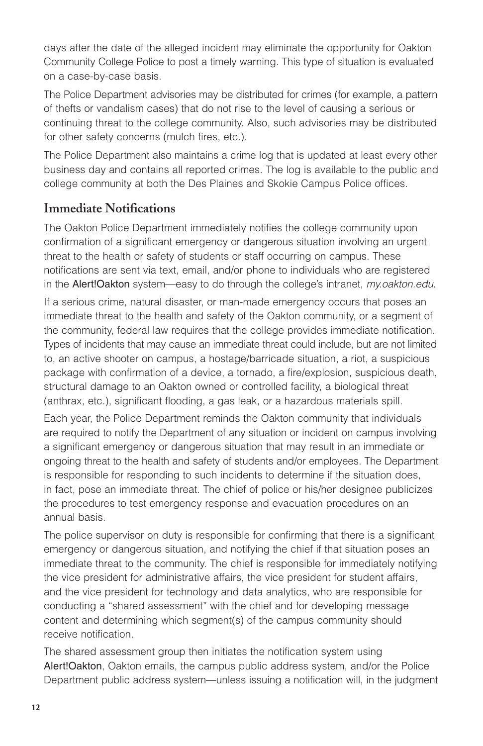days after the date of the alleged incident may eliminate the opportunity for Oakton Community College Police to post a timely warning. This type of situation is evaluated on a case-by-case basis.

The Police Department advisories may be distributed for crimes (for example, a pattern of thefts or vandalism cases) that do not rise to the level of causing a serious or continuing threat to the college community. Also, such advisories may be distributed for other safety concerns (mulch fires, etc.).

The Police Department also maintains a crime log that is updated at least every other business day and contains all reported crimes. The log is available to the public and college community at both the Des Plaines and Skokie Campus Police offices.

## Immediate Notifications

The Oakton Police Department immediately notifies the college community upon confirmation of a significant emergency or dangerous situation involving an urgent threat to the health or safety of students or staff occurring on campus. These notifications are sent via text, email, and/or phone to individuals who are registered in the Alert!Oakton system—easy to do through the college's intranet, *my.oakton.edu*.

If a serious crime, natural disaster, or man-made emergency occurs that poses an immediate threat to the health and safety of the Oakton community, or a segment of the community, federal law requires that the college provides immediate notification. Types of incidents that may cause an immediate threat could include, but are not limited to, an active shooter on campus, a hostage/barricade situation, a riot, a suspicious package with confirmation of a device, a tornado, a fire/explosion, suspicious death, structural damage to an Oakton owned or controlled facility, a biological threat (anthrax, etc.), significant flooding, a gas leak, or a hazardous materials spill.

Each year, the Police Department reminds the Oakton community that individuals are required to notify the Department of any situation or incident on campus involving a significant emergency or dangerous situation that may result in an immediate or ongoing threat to the health and safety of students and/or employees. The Department is responsible for responding to such incidents to determine if the situation does, in fact, pose an immediate threat. The chief of police or his/her designee publicizes the procedures to test emergency response and evacuation procedures on an annual basis.

The police supervisor on duty is responsible for confirming that there is a significant emergency or dangerous situation, and notifying the chief if that situation poses an immediate threat to the community. The chief is responsible for immediately notifying the vice president for administrative affairs, the vice president for student affairs, and the vice president for technology and data analytics, who are responsible for conducting a "shared assessment" with the chief and for developing message content and determining which segment(s) of the campus community should receive notification.

The shared assessment group then initiates the notification system using Alert!Oakton, Oakton emails, the campus public address system, and/or the Police Department public address system—unless issuing a notification will, in the judgment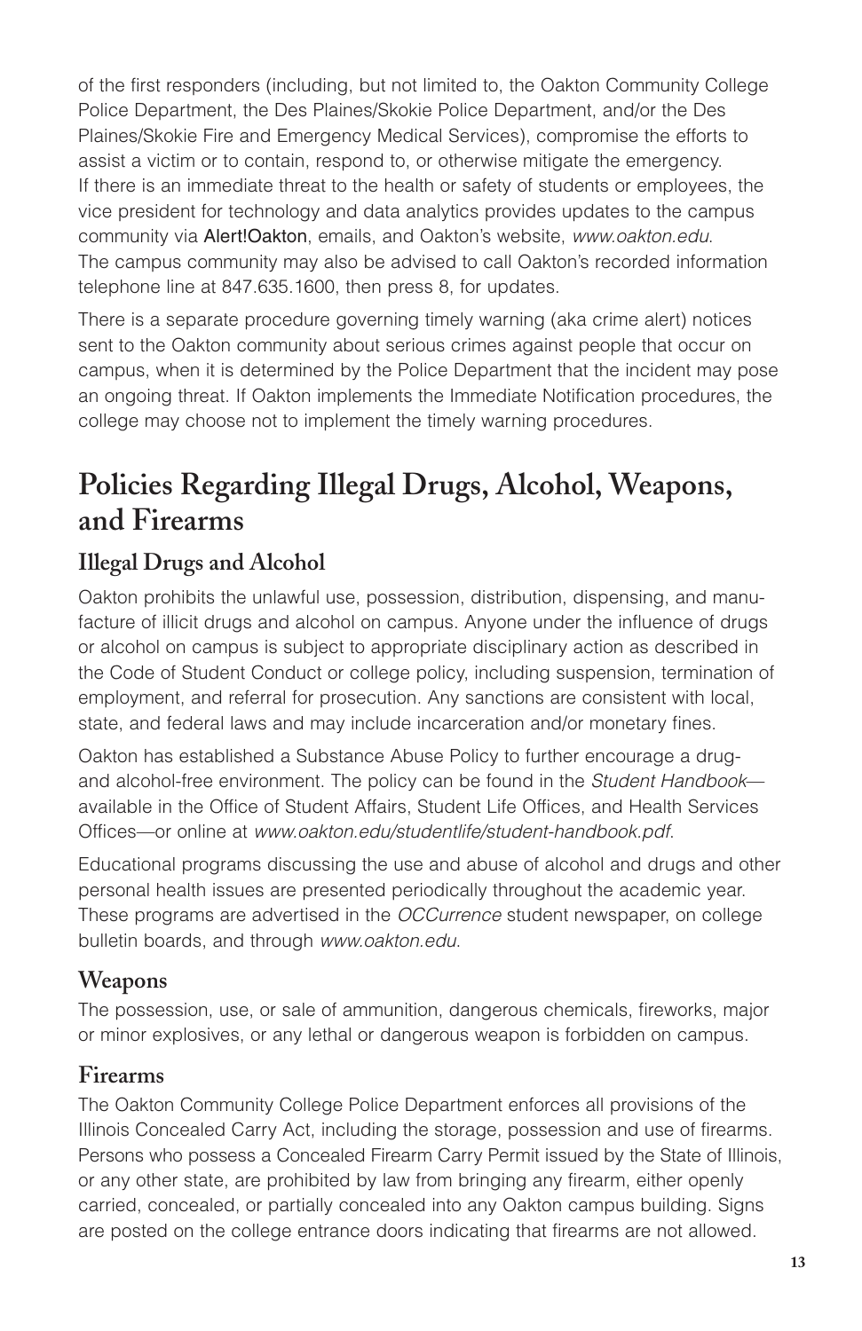of the first responders (including, but not limited to, the Oakton Community College Police Department, the Des Plaines/Skokie Police Department, and/or the Des Plaines/Skokie Fire and Emergency Medical Services), compromise the efforts to assist a victim or to contain, respond to, or otherwise mitigate the emergency. If there is an immediate threat to the health or safety of students or employees, the vice president for technology and data analytics provides updates to the campus community via Alert!Oakton, emails, and Oakton's website, *www.oakton.edu*. The campus community may also be advised to call Oakton's recorded information telephone line at 847.635.1600, then press 8, for updates.

There is a separate procedure governing timely warning (aka crime alert) notices sent to the Oakton community about serious crimes against people that occur on campus, when it is determined by the Police Department that the incident may pose an ongoing threat. If Oakton implements the Immediate Notification procedures, the college may choose not to implement the timely warning procedures.

# Policies Regarding Illegal Drugs, Alcohol, Weapons, and Firearms

## Illegal Drugs and Alcohol

Oakton prohibits the unlawful use, possession, distribution, dispensing, and manufacture of illicit drugs and alcohol on campus. Anyone under the influence of drugs or alcohol on campus is subject to appropriate disciplinary action as described in the Code of Student Conduct or college policy, including suspension, termination of employment, and referral for prosecution. Any sanctions are consistent with local, state, and federal laws and may include incarceration and/or monetary fines.

Oakton has established a Substance Abuse Policy to further encourage a drug- and alcohol-free environment. The policy can be found in the *Student Handbook*—available in the Office of Student Affairs, Student Life Offices, and Health Services Offices—or online at *www.oakton.edu/studentlife/student-handbook.pdf*.

Educational programs discussing the use and abuse of alcohol and drugs and other personal health issues are presented periodically throughout the academic year. These programs are advertised in the *OCCurrence* student newspaper, on college bulletin boards, and through *www.oakton.edu*.

## Weapons

The possession, use, or sale of ammunition, dangerous chemicals, fireworks, major or minor explosives, or any lethal or dangerous weapon is forbidden on campus.

## Firearms

The Oakton Community College Police Department enforces all provisions of the Illinois Concealed Carry Act, including the storage, possession and use of firearms. Persons who possess a Concealed Firearm Carry Permit issued by the State of Illinois, or any other state, are prohibited by law from bringing any firearm, either openly carried, concealed, or partially concealed into any Oakton campus building. Signs are posted on the college entrance doors indicating that firearms are not allowed.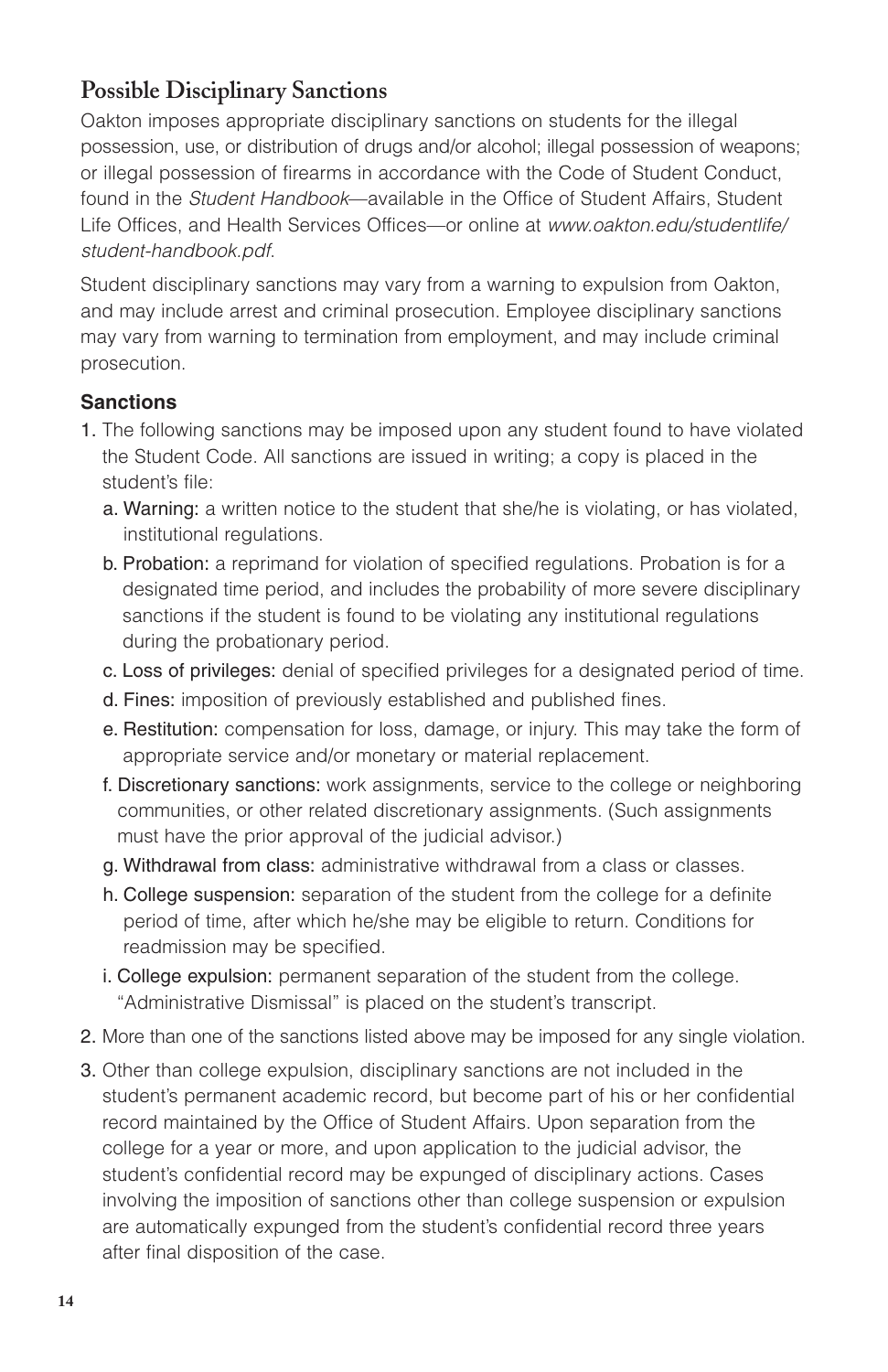## Possible Disciplinary Sanctions

Oakton imposes appropriate disciplinary sanctions on students for the illegal possession, use, or distribution of drugs and/or alcohol; illegal possession of weapons; or illegal possession of firearms in accordance with the Code of Student Conduct, found in the *Student Handbook*—available in the Office of Student Affairs, Student Life Offices, and Health Services Offices—or online at *www.oakton.edu/studentlife/student-handbook.pdf*.

Student disciplinary sanctions may vary from a warning to expulsion from Oakton, and may include arrest and criminal prosecution. Employee disciplinary sanctions may vary from warning to termination from employment, and may include criminal prosecution.

### Sanctions

1. The following sanctions may be imposed upon any student found to have violated the Student Code. All sanctions are issued in writing; a copy is placed in the student's file:
   a. Warning: a written notice to the student that she/he is violating, or has violated, institutional regulations.
   b. Probation: a reprimand for violation of specified regulations. Probation is for a designated time period, and includes the probability of more severe disciplinary sanctions if the student is found to be violating any institutional regulations during the probationary period.
   c. Loss of privileges: denial of specified privileges for a designated period of time.
   d. Fines: imposition of previously established and published fines.
   e. Restitution: compensation for loss, damage, or injury. This may take the form of appropriate service and/or monetary or material replacement.
   f. Discretionary sanctions: work assignments, service to the college or neighboring communities, or other related discretionary assignments. (Such assignments must have the prior approval of the judicial advisor.)
   g. Withdrawal from class: administrative withdrawal from a class or classes.
   h. College suspension: separation of the student from the college for a definite period of time, after which he/she may be eligible to return. Conditions for readmission may be specified.
   i. College expulsion: permanent separation of the student from the college. "Administrative Dismissal" is placed on the student's transcript.
2. More than one of the sanctions listed above may be imposed for any single violation.
3. Other than college expulsion, disciplinary sanctions are not included in the student's permanent academic record, but become part of his or her confidential record maintained by the Office of Student Affairs. Upon separation from the college for a year or more, and upon application to the judicial advisor, the student's confidential record may be expunged of disciplinary actions. Cases involving the imposition of sanctions other than college suspension or expulsion are automatically expunged from the student's confidential record three years after final disposition of the case.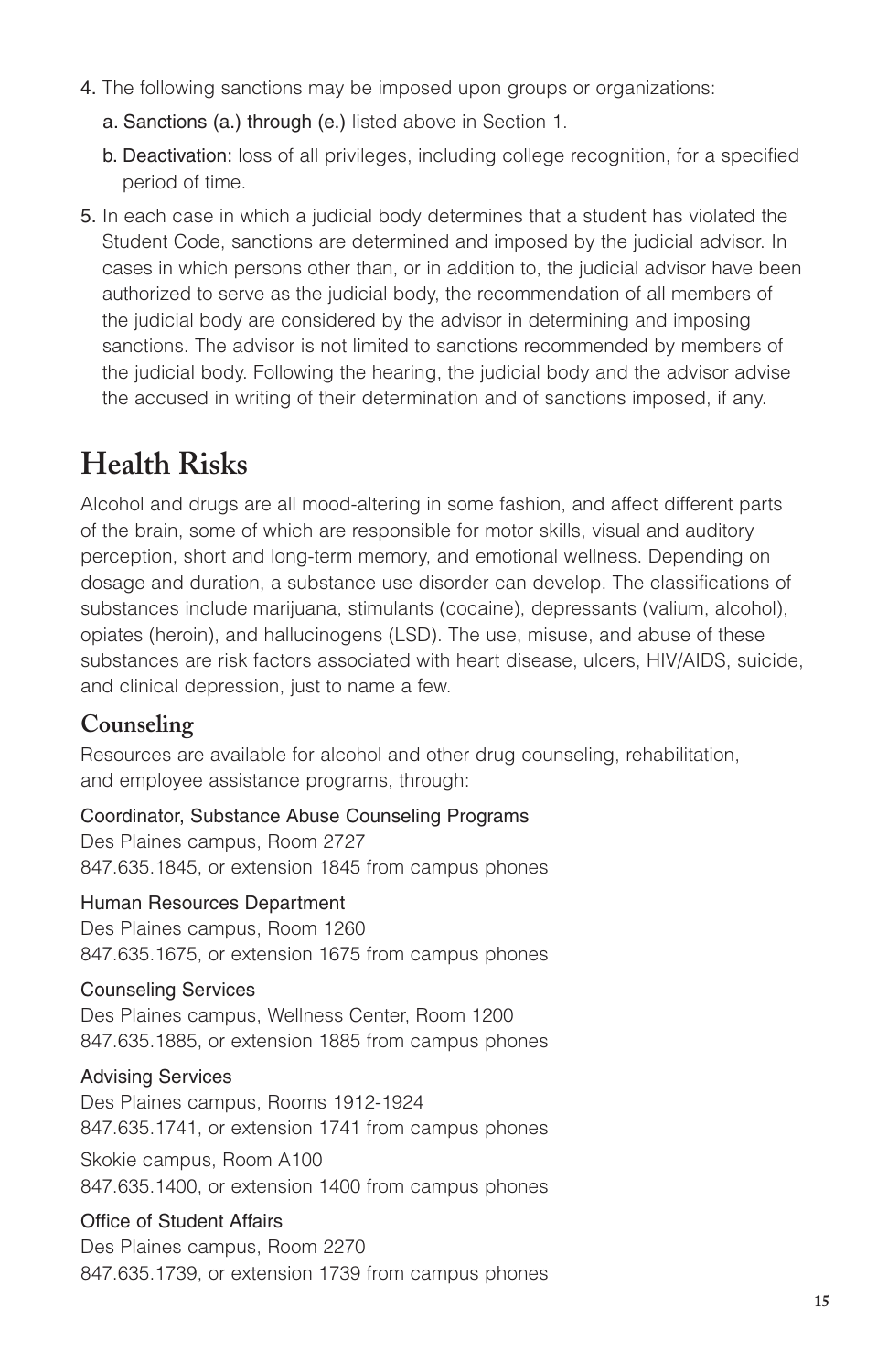4. The following sanctions may be imposed upon groups or organizations:
   a. Sanctions (a.) through (e.) listed above in Section 1.
   b. Deactivation: loss of all privileges, including college recognition, for a specified period of time.
5. In each case in which a judicial body determines that a student has violated the Student Code, sanctions are determined and imposed by the judicial advisor. In cases in which persons other than, or in addition to, the judicial advisor have been authorized to serve as the judicial body, the recommendation of all members of the judicial body are considered by the advisor in determining and imposing sanctions. The advisor is not limited to sanctions recommended by members of the judicial body. Following the hearing, the judicial body and the advisor advise the accused in writing of their determination and of sanctions imposed, if any.

# Health Risks

Alcohol and drugs are all mood-altering in some fashion, and affect different parts of the brain, some of which are responsible for motor skills, visual and auditory perception, short and long-term memory, and emotional wellness. Depending on dosage and duration, a substance use disorder can develop. The classifications of substances include marijuana, stimulants (cocaine), depressants (valium, alcohol), opiates (heroin), and hallucinogens (LSD). The use, misuse, and abuse of these substances are risk factors associated with heart disease, ulcers, HIV/AIDS, suicide, and clinical depression, just to name a few.

## Counseling

Resources are available for alcohol and other drug counseling, rehabilitation, and employee assistance programs, through:

Coordinator, Substance Abuse Counseling Programs
Des Plaines campus, Room 2727
847.635.1845, or extension 1845 from campus phones

Human Resources Department
Des Plaines campus, Room 1260
847.635.1675, or extension 1675 from campus phones

Counseling Services
Des Plaines campus, Wellness Center, Room 1200
847.635.1885, or extension 1885 from campus phones

Advising Services
Des Plaines campus, Rooms 1912-1924
847.635.1741, or extension 1741 from campus phones

Skokie campus, Room A100
847.635.1400, or extension 1400 from campus phones

Office of Student Affairs
Des Plaines campus, Room 2270
847.635.1739, or extension 1739 from campus phones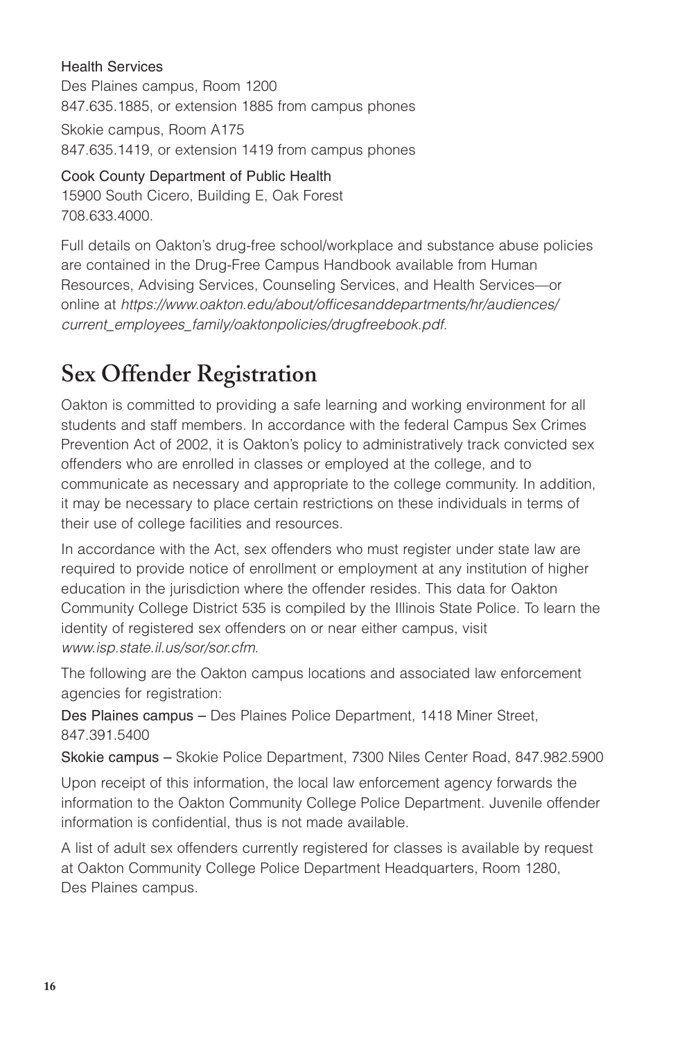Health Services
Des Plaines campus, Room 1200
847.635.1885, or extension 1885 from campus phones

Skokie campus, Room A175
847.635.1419, or extension 1419 from campus phones

Cook County Department of Public Health
15900 South Cicero, Building E, Oak Forest
708.633.4000.

Full details on Oakton's drug-free school/workplace and substance abuse policies are contained in the Drug-Free Campus Handbook available from Human Resources, Advising Services, Counseling Services, and Health Services—or online at *https://www.oakton.edu/about/officesanddepartments/hr/audiences/current_employees_family/oaktonpolicies/drugfreebook.pdf*.

# Sex Offender Registration

Oakton is committed to providing a safe learning and working environment for all students and staff members. In accordance with the federal Campus Sex Crimes Prevention Act of 2002, it is Oakton's policy to administratively track convicted sex offenders who are enrolled in classes or employed at the college, and to communicate as necessary and appropriate to the college community. In addition, it may be necessary to place certain restrictions on these individuals in terms of their use of college facilities and resources.

In accordance with the Act, sex offenders who must register under state law are required to provide notice of enrollment or employment at any institution of higher education in the jurisdiction where the offender resides. This data for Oakton Community College District 535 is compiled by the Illinois State Police. To learn the identity of registered sex offenders on or near either campus, visit *www.isp.state.il.us/sor/sor.cfm*.

The following are the Oakton campus locations and associated law enforcement agencies for registration:

Des Plaines campus – Des Plaines Police Department, 1418 Miner Street, 847.391.5400

Skokie campus – Skokie Police Department, 7300 Niles Center Road, 847.982.5900

Upon receipt of this information, the local law enforcement agency forwards the information to the Oakton Community College Police Department. Juvenile offender information is confidential, thus is not made available.

A list of adult sex offenders currently registered for classes is available by request at Oakton Community College Police Department Headquarters, Room 1280, Des Plaines campus.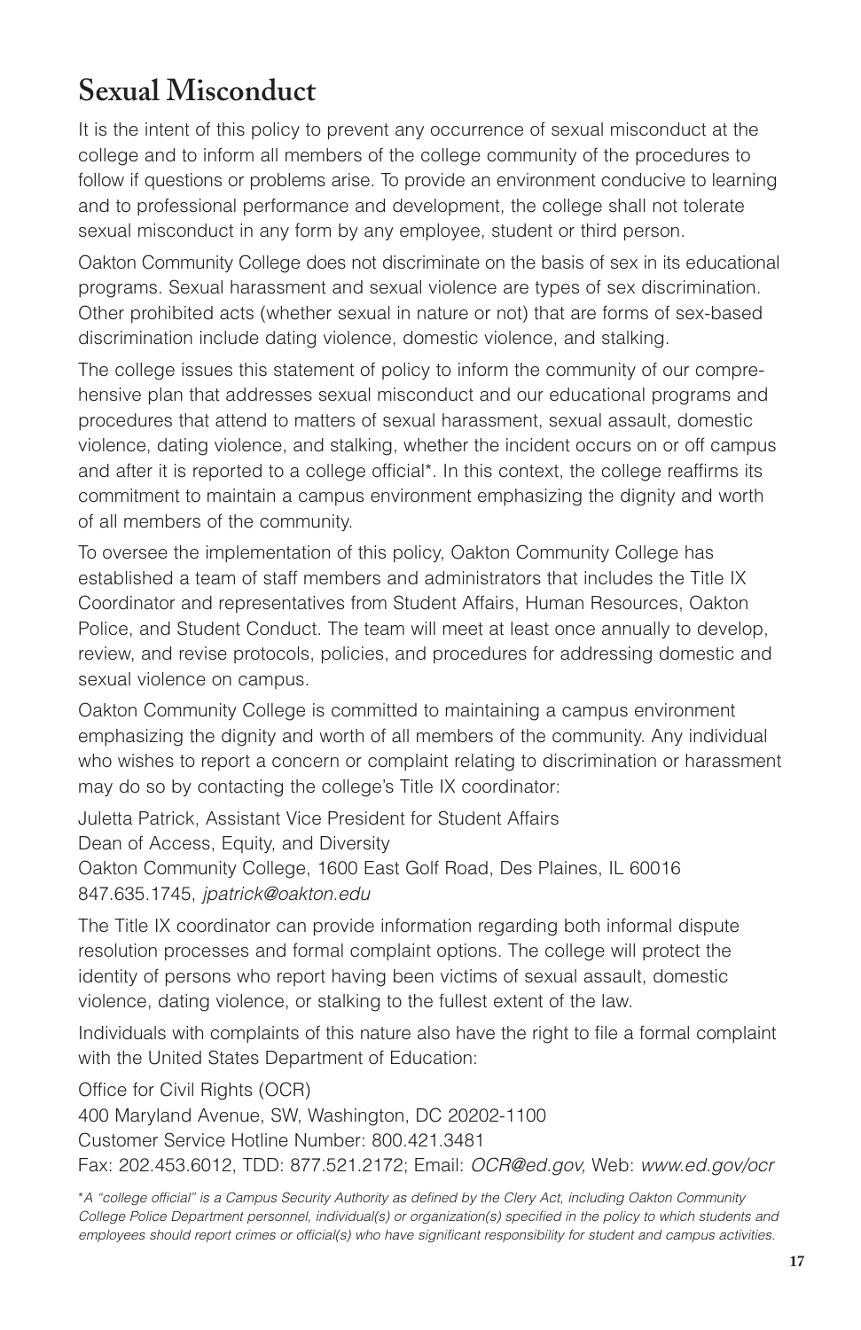# Sexual Misconduct

It is the intent of this policy to prevent any occurrence of sexual misconduct at the college and to inform all members of the college community of the procedures to follow if questions or problems arise. To provide an environment conducive to learning and to professional performance and development, the college shall not tolerate sexual misconduct in any form by any employee, student or third person.

Oakton Community College does not discriminate on the basis of sex in its educational programs. Sexual harassment and sexual violence are types of sex discrimination. Other prohibited acts (whether sexual in nature or not) that are forms of sex-based discrimination include dating violence, domestic violence, and stalking.

The college issues this statement of policy to inform the community of our comprehensive plan that addresses sexual misconduct and our educational programs and procedures that attend to matters of sexual harassment, sexual assault, domestic violence, dating violence, and stalking, whether the incident occurs on or off campus and after it is reported to a college official*. In this context, the college reaffirms its commitment to maintain a campus environment emphasizing the dignity and worth of all members of the community.

To oversee the implementation of this policy, Oakton Community College has established a team of staff members and administrators that includes the Title IX Coordinator and representatives from Student Affairs, Human Resources, Oakton Police, and Student Conduct. The team will meet at least once annually to develop, review, and revise protocols, policies, and procedures for addressing domestic and sexual violence on campus.

Oakton Community College is committed to maintaining a campus environment emphasizing the dignity and worth of all members of the community. Any individual who wishes to report a concern or complaint relating to discrimination or harassment may do so by contacting the college's Title IX coordinator:

Juletta Patrick, Assistant Vice President for Student Affairs
Dean of Access, Equity, and Diversity
Oakton Community College, 1600 East Golf Road, Des Plaines, IL 60016
847.635.1745, *jpatrick@oakton.edu*

The Title IX coordinator can provide information regarding both informal dispute resolution processes and formal complaint options. The college will protect the identity of persons who report having been victims of sexual assault, domestic violence, dating violence, or stalking to the fullest extent of the law.

Individuals with complaints of this nature also have the right to file a formal complaint with the United States Department of Education:

Office for Civil Rights (OCR)
400 Maryland Avenue, SW, Washington, DC 20202-1100
Customer Service Hotline Number: 800.421.3481
Fax: 202.453.6012, TDD: 877.521.2172; Email: *OCR@ed.gov,* Web: *www.ed.gov/ocr*

**A "college official" is a Campus Security Authority as defined by the Clery Act, including Oakton Community College Police Department personnel, individual(s) or organization(s) specified in the policy to which students and employees should report crimes or official(s) who have significant responsibility for student and campus activities.*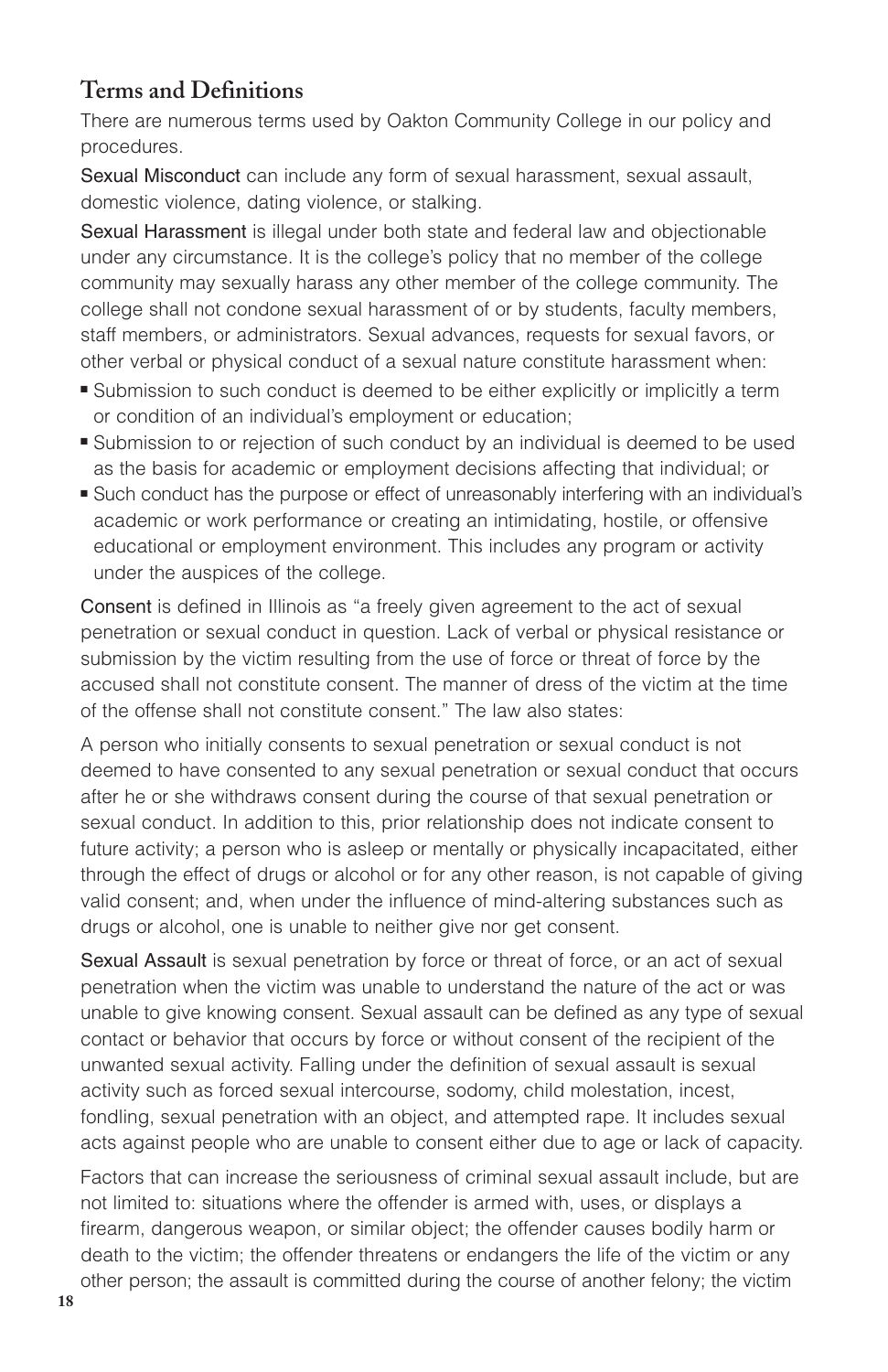## Terms and Definitions

There are numerous terms used by Oakton Community College in our policy and procedures.

Sexual Misconduct can include any form of sexual harassment, sexual assault, domestic violence, dating violence, or stalking.

Sexual Harassment is illegal under both state and federal law and objectionable under any circumstance. It is the college's policy that no member of the college community may sexually harass any other member of the college community. The college shall not condone sexual harassment of or by students, faculty members, staff members, or administrators. Sexual advances, requests for sexual favors, or other verbal or physical conduct of a sexual nature constitute harassment when:

- Submission to such conduct is deemed to be either explicitly or implicitly a term or condition of an individual's employment or education;
- Submission to or rejection of such conduct by an individual is deemed to be used as the basis for academic or employment decisions affecting that individual; or
- Such conduct has the purpose or effect of unreasonably interfering with an individual's academic or work performance or creating an intimidating, hostile, or offensive educational or employment environment. This includes any program or activity under the auspices of the college.

Consent is defined in Illinois as "a freely given agreement to the act of sexual penetration or sexual conduct in question. Lack of verbal or physical resistance or submission by the victim resulting from the use of force or threat of force by the accused shall not constitute consent. The manner of dress of the victim at the time of the offense shall not constitute consent." The law also states:

A person who initially consents to sexual penetration or sexual conduct is not deemed to have consented to any sexual penetration or sexual conduct that occurs after he or she withdraws consent during the course of that sexual penetration or sexual conduct. In addition to this, prior relationship does not indicate consent to future activity; a person who is asleep or mentally or physically incapacitated, either through the effect of drugs or alcohol or for any other reason, is not capable of giving valid consent; and, when under the influence of mind-altering substances such as drugs or alcohol, one is unable to neither give nor get consent.

Sexual Assault is sexual penetration by force or threat of force, or an act of sexual penetration when the victim was unable to understand the nature of the act or was unable to give knowing consent. Sexual assault can be defined as any type of sexual contact or behavior that occurs by force or without consent of the recipient of the unwanted sexual activity. Falling under the definition of sexual assault is sexual activity such as forced sexual intercourse, sodomy, child molestation, incest, fondling, sexual penetration with an object, and attempted rape. It includes sexual acts against people who are unable to consent either due to age or lack of capacity.

Factors that can increase the seriousness of criminal sexual assault include, but are not limited to: situations where the offender is armed with, uses, or displays a firearm, dangerous weapon, or similar object; the offender causes bodily harm or death to the victim; the offender threatens or endangers the life of the victim or any other person; the assault is committed during the course of another felony; the victim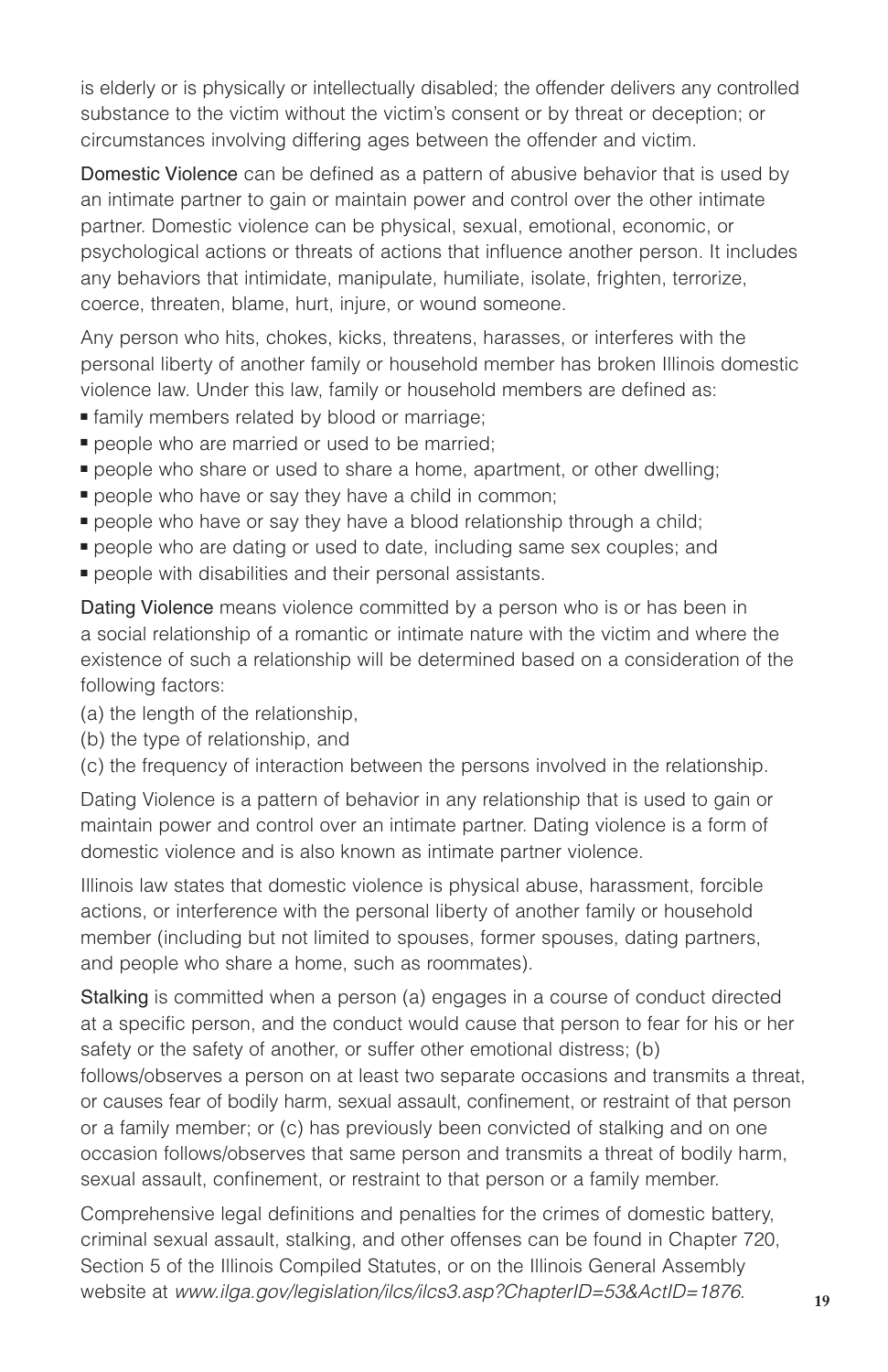is elderly or is physically or intellectually disabled; the offender delivers any controlled substance to the victim without the victim's consent or by threat or deception; or circumstances involving differing ages between the offender and victim.

Domestic Violence can be defined as a pattern of abusive behavior that is used by an intimate partner to gain or maintain power and control over the other intimate partner. Domestic violence can be physical, sexual, emotional, economic, or psychological actions or threats of actions that influence another person. It includes any behaviors that intimidate, manipulate, humiliate, isolate, frighten, terrorize, coerce, threaten, blame, hurt, injure, or wound someone.

Any person who hits, chokes, kicks, threatens, harasses, or interferes with the personal liberty of another family or household member has broken Illinois domestic violence law. Under this law, family or household members are defined as:

- family members related by blood or marriage;
- people who are married or used to be married;
- people who share or used to share a home, apartment, or other dwelling;
- people who have or say they have a child in common;
- people who have or say they have a blood relationship through a child;
- people who are dating or used to date, including same sex couples; and
- people with disabilities and their personal assistants.

Dating Violence means violence committed by a person who is or has been in a social relationship of a romantic or intimate nature with the victim and where the existence of such a relationship will be determined based on a consideration of the following factors:

(a) the length of the relationship,
(b) the type of relationship, and
(c) the frequency of interaction between the persons involved in the relationship.

Dating Violence is a pattern of behavior in any relationship that is used to gain or maintain power and control over an intimate partner. Dating violence is a form of domestic violence and is also known as intimate partner violence.

Illinois law states that domestic violence is physical abuse, harassment, forcible actions, or interference with the personal liberty of another family or household member (including but not limited to spouses, former spouses, dating partners, and people who share a home, such as roommates).

Stalking is committed when a person (a) engages in a course of conduct directed at a specific person, and the conduct would cause that person to fear for his or her safety or the safety of another, or suffer other emotional distress; (b) follows/observes a person on at least two separate occasions and transmits a threat, or causes fear of bodily harm, sexual assault, confinement, or restraint of that person or a family member; or (c) has previously been convicted of stalking and on one occasion follows/observes that same person and transmits a threat of bodily harm, sexual assault, confinement, or restraint to that person or a family member.

Comprehensive legal definitions and penalties for the crimes of domestic battery, criminal sexual assault, stalking, and other offenses can be found in Chapter 720, Section 5 of the Illinois Compiled Statutes, or on the Illinois General Assembly website at *www.ilga.gov/legislation/ilcs/ilcs3.asp?ChapterID=53&ActID=1876*.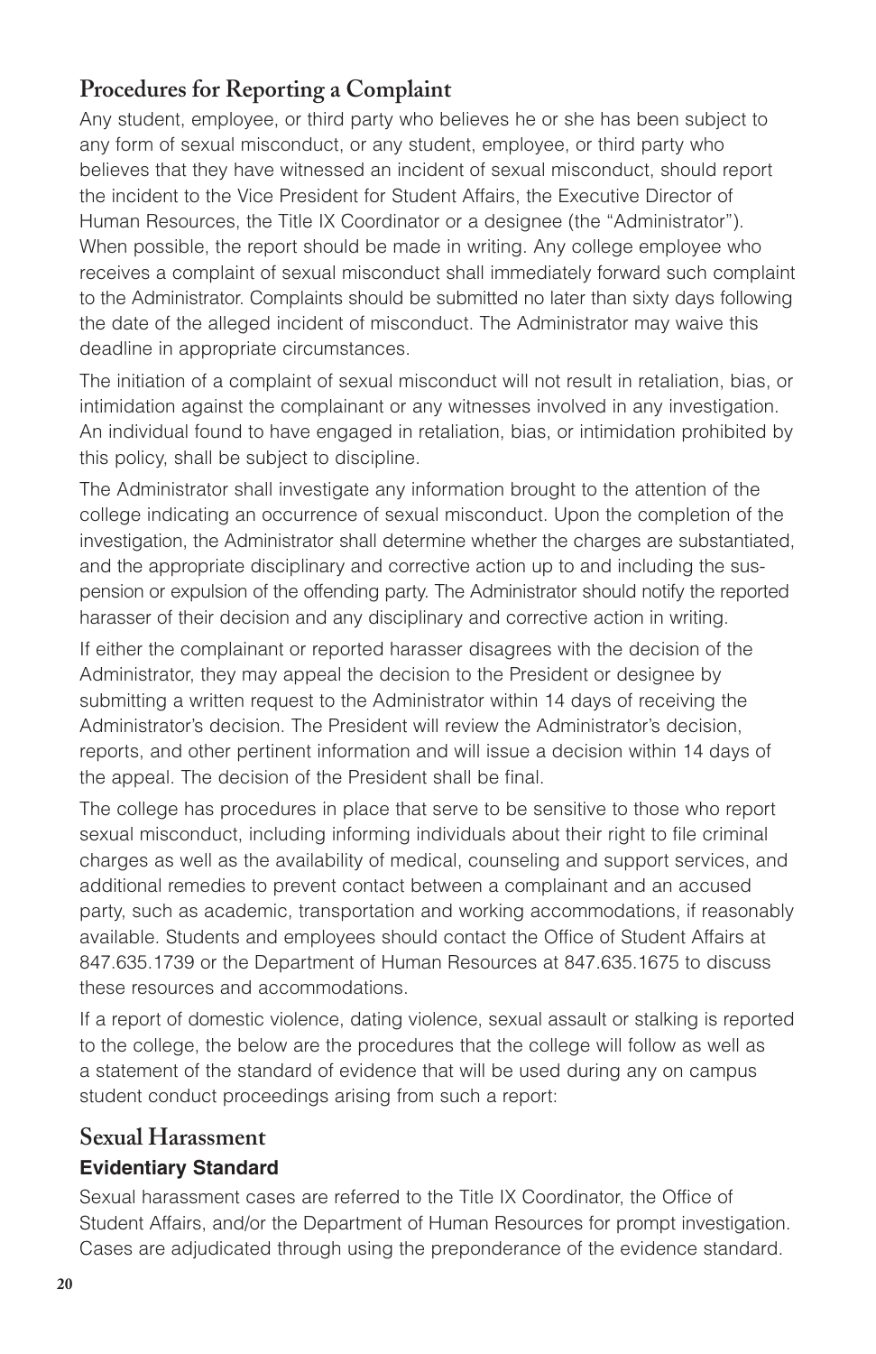## Procedures for Reporting a Complaint

Any student, employee, or third party who believes he or she has been subject to any form of sexual misconduct, or any student, employee, or third party who believes that they have witnessed an incident of sexual misconduct, should report the incident to the Vice President for Student Affairs, the Executive Director of Human Resources, the Title IX Coordinator or a designee (the "Administrator"). When possible, the report should be made in writing. Any college employee who receives a complaint of sexual misconduct shall immediately forward such complaint to the Administrator. Complaints should be submitted no later than sixty days following the date of the alleged incident of misconduct. The Administrator may waive this deadline in appropriate circumstances.

The initiation of a complaint of sexual misconduct will not result in retaliation, bias, or intimidation against the complainant or any witnesses involved in any investigation. An individual found to have engaged in retaliation, bias, or intimidation prohibited by this policy, shall be subject to discipline.

The Administrator shall investigate any information brought to the attention of the college indicating an occurrence of sexual misconduct. Upon the completion of the investigation, the Administrator shall determine whether the charges are substantiated, and the appropriate disciplinary and corrective action up to and including the suspension or expulsion of the offending party. The Administrator should notify the reported harasser of their decision and any disciplinary and corrective action in writing.

If either the complainant or reported harasser disagrees with the decision of the Administrator, they may appeal the decision to the President or designee by submitting a written request to the Administrator within 14 days of receiving the Administrator's decision. The President will review the Administrator's decision, reports, and other pertinent information and will issue a decision within 14 days of the appeal. The decision of the President shall be final.

The college has procedures in place that serve to be sensitive to those who report sexual misconduct, including informing individuals about their right to file criminal charges as well as the availability of medical, counseling and support services, and additional remedies to prevent contact between a complainant and an accused party, such as academic, transportation and working accommodations, if reasonably available. Students and employees should contact the Office of Student Affairs at 847.635.1739 or the Department of Human Resources at 847.635.1675 to discuss these resources and accommodations.

If a report of domestic violence, dating violence, sexual assault or stalking is reported to the college, the below are the procedures that the college will follow as well as a statement of the standard of evidence that will be used during any on campus student conduct proceedings arising from such a report:

## Sexual Harassment

### Evidentiary Standard

Sexual harassment cases are referred to the Title IX Coordinator, the Office of Student Affairs, and/or the Department of Human Resources for prompt investigation. Cases are adjudicated through using the preponderance of the evidence standard.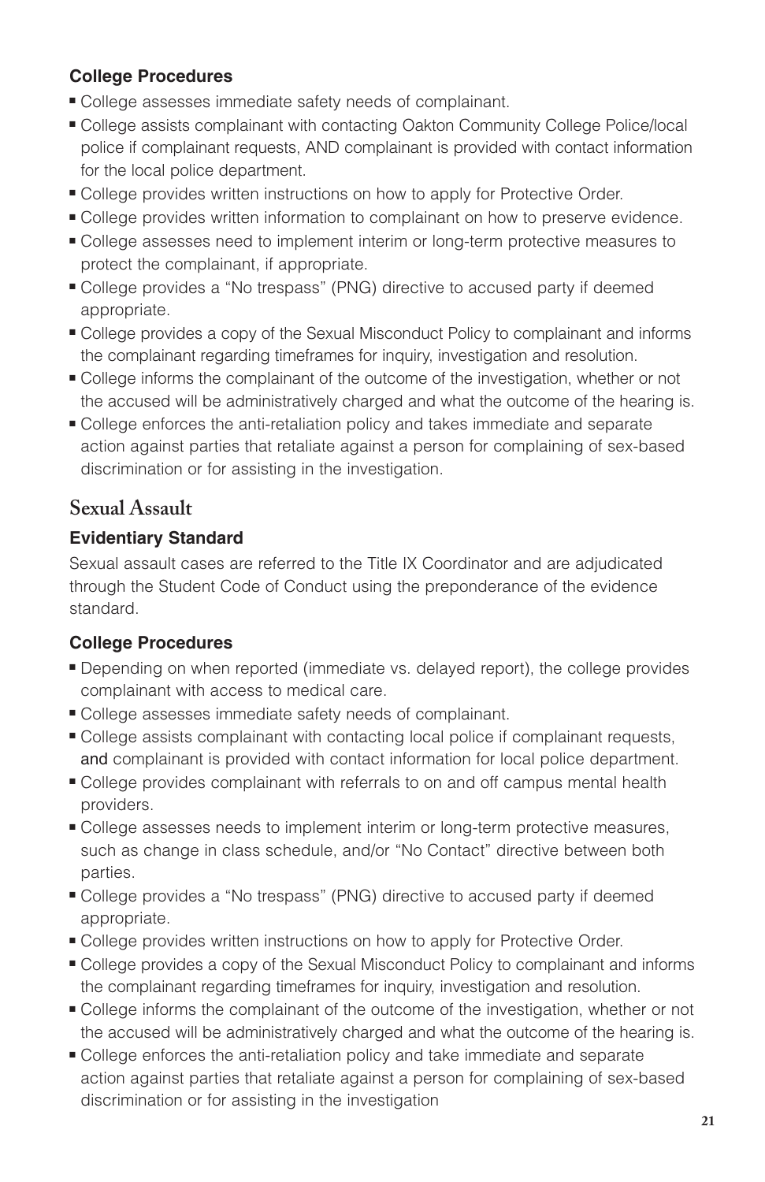### College Procedures

- College assesses immediate safety needs of complainant.
- College assists complainant with contacting Oakton Community College Police/local police if complainant requests, AND complainant is provided with contact information for the local police department.
- College provides written instructions on how to apply for Protective Order.
- College provides written information to complainant on how to preserve evidence.
- College assesses need to implement interim or long-term protective measures to protect the complainant, if appropriate.
- College provides a "No trespass" (PNG) directive to accused party if deemed appropriate.
- College provides a copy of the Sexual Misconduct Policy to complainant and informs the complainant regarding timeframes for inquiry, investigation and resolution.
- College informs the complainant of the outcome of the investigation, whether or not the accused will be administratively charged and what the outcome of the hearing is.
- College enforces the anti-retaliation policy and takes immediate and separate action against parties that retaliate against a person for complaining of sex-based discrimination or for assisting in the investigation.

## Sexual Assault

### Evidentiary Standard

Sexual assault cases are referred to the Title IX Coordinator and are adjudicated through the Student Code of Conduct using the preponderance of the evidence standard.

### College Procedures

- Depending on when reported (immediate vs. delayed report), the college provides complainant with access to medical care.
- College assesses immediate safety needs of complainant.
- College assists complainant with contacting local police if complainant requests, and complainant is provided with contact information for local police department.
- College provides complainant with referrals to on and off campus mental health providers.
- College assesses needs to implement interim or long-term protective measures, such as change in class schedule, and/or "No Contact" directive between both parties.
- College provides a "No trespass" (PNG) directive to accused party if deemed appropriate.
- College provides written instructions on how to apply for Protective Order.
- College provides a copy of the Sexual Misconduct Policy to complainant and informs the complainant regarding timeframes for inquiry, investigation and resolution.
- College informs the complainant of the outcome of the investigation, whether or not the accused will be administratively charged and what the outcome of the hearing is.
- College enforces the anti-retaliation policy and take immediate and separate action against parties that retaliate against a person for complaining of sex-based discrimination or for assisting in the investigation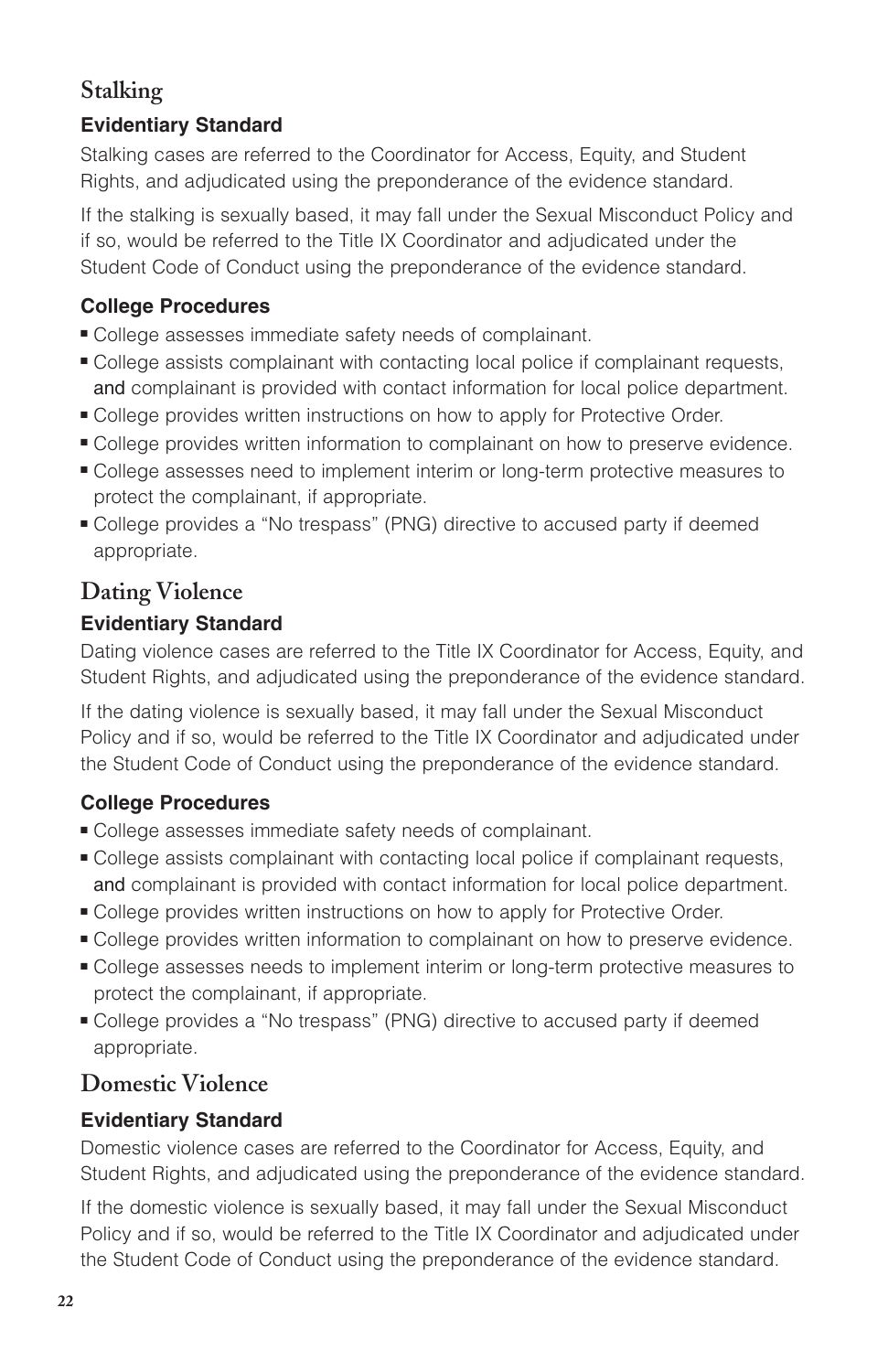## Stalking

### Evidentiary Standard

Stalking cases are referred to the Coordinator for Access, Equity, and Student Rights, and adjudicated using the preponderance of the evidence standard.

If the stalking is sexually based, it may fall under the Sexual Misconduct Policy and if so, would be referred to the Title IX Coordinator and adjudicated under the Student Code of Conduct using the preponderance of the evidence standard.

### College Procedures

- College assesses immediate safety needs of complainant.
- College assists complainant with contacting local police if complainant requests, and complainant is provided with contact information for local police department.
- College provides written instructions on how to apply for Protective Order.
- College provides written information to complainant on how to preserve evidence.
- College assesses need to implement interim or long-term protective measures to protect the complainant, if appropriate.
- College provides a "No trespass" (PNG) directive to accused party if deemed appropriate.

## Dating Violence

### Evidentiary Standard

Dating violence cases are referred to the Title IX Coordinator for Access, Equity, and Student Rights, and adjudicated using the preponderance of the evidence standard.

If the dating violence is sexually based, it may fall under the Sexual Misconduct Policy and if so, would be referred to the Title IX Coordinator and adjudicated under the Student Code of Conduct using the preponderance of the evidence standard.

### College Procedures

- College assesses immediate safety needs of complainant.
- College assists complainant with contacting local police if complainant requests, and complainant is provided with contact information for local police department.
- College provides written instructions on how to apply for Protective Order.
- College provides written information to complainant on how to preserve evidence.
- College assesses needs to implement interim or long-term protective measures to protect the complainant, if appropriate.
- College provides a "No trespass" (PNG) directive to accused party if deemed appropriate.

## Domestic Violence

### Evidentiary Standard

Domestic violence cases are referred to the Coordinator for Access, Equity, and Student Rights, and adjudicated using the preponderance of the evidence standard.

If the domestic violence is sexually based, it may fall under the Sexual Misconduct Policy and if so, would be referred to the Title IX Coordinator and adjudicated under the Student Code of Conduct using the preponderance of the evidence standard.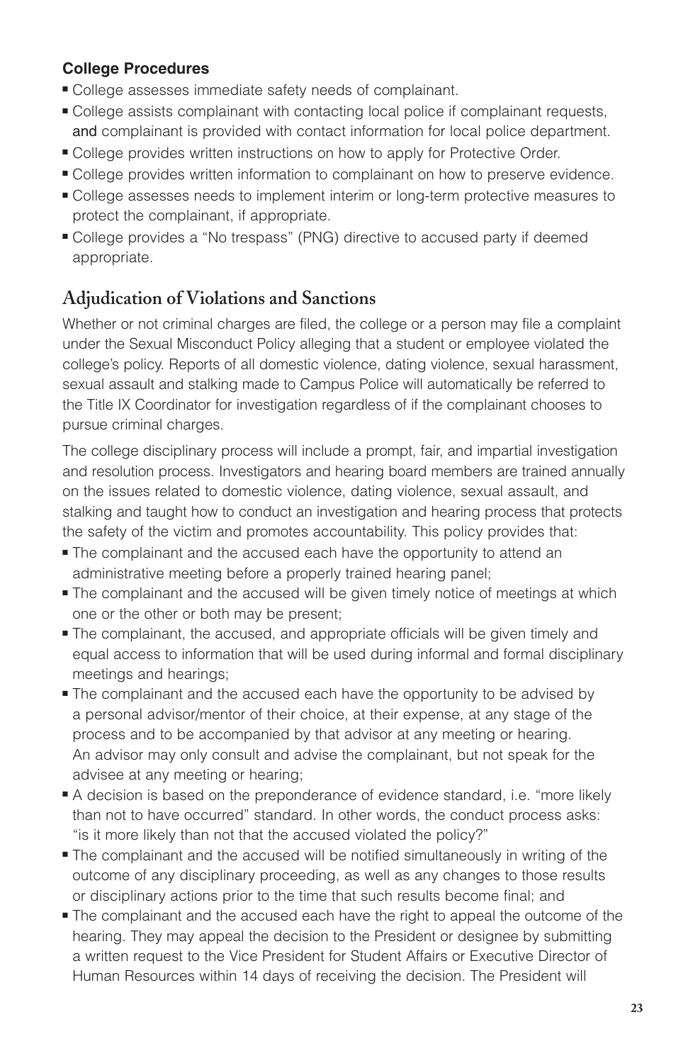**College Procedures**

- College assesses immediate safety needs of complainant.
- College assists complainant with contacting local police if complainant requests, and complainant is provided with contact information for local police department.
- College provides written instructions on how to apply for Protective Order.
- College provides written information to complainant on how to preserve evidence.
- College assesses needs to implement interim or long-term protective measures to protect the complainant, if appropriate.
- College provides a "No trespass" (PNG) directive to accused party if deemed appropriate.

## Adjudication of Violations and Sanctions

Whether or not criminal charges are filed, the college or a person may file a complaint under the Sexual Misconduct Policy alleging that a student or employee violated the college's policy. Reports of all domestic violence, dating violence, sexual harassment, sexual assault and stalking made to Campus Police will automatically be referred to the Title IX Coordinator for investigation regardless of if the complainant chooses to pursue criminal charges.

The college disciplinary process will include a prompt, fair, and impartial investigation and resolution process. Investigators and hearing board members are trained annually on the issues related to domestic violence, dating violence, sexual assault, and stalking and taught how to conduct an investigation and hearing process that protects the safety of the victim and promotes accountability. This policy provides that:

- The complainant and the accused each have the opportunity to attend an administrative meeting before a properly trained hearing panel;
- The complainant and the accused will be given timely notice of meetings at which one or the other or both may be present;
- The complainant, the accused, and appropriate officials will be given timely and equal access to information that will be used during informal and formal disciplinary meetings and hearings;
- The complainant and the accused each have the opportunity to be advised by a personal advisor/mentor of their choice, at their expense, at any stage of the process and to be accompanied by that advisor at any meeting or hearing. An advisor may only consult and advise the complainant, but not speak for the advisee at any meeting or hearing;
- A decision is based on the preponderance of evidence standard, i.e. "more likely than not to have occurred" standard. In other words, the conduct process asks: "is it more likely than not that the accused violated the policy?"
- The complainant and the accused will be notified simultaneously in writing of the outcome of any disciplinary proceeding, as well as any changes to those results or disciplinary actions prior to the time that such results become final; and
- The complainant and the accused each have the right to appeal the outcome of the hearing. They may appeal the decision to the President or designee by submitting a written request to the Vice President for Student Affairs or Executive Director of Human Resources within 14 days of receiving the decision. The President will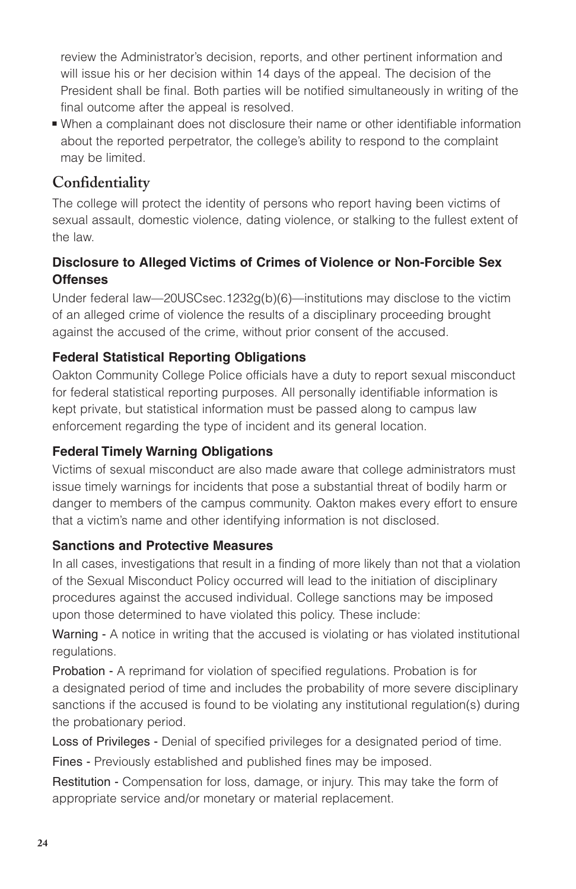review the Administrator's decision, reports, and other pertinent information and will issue his or her decision within 14 days of the appeal. The decision of the President shall be final. Both parties will be notified simultaneously in writing of the final outcome after the appeal is resolved.

- When a complainant does not disclosure their name or other identifiable information about the reported perpetrator, the college's ability to respond to the complaint may be limited.

## Confidentiality

The college will protect the identity of persons who report having been victims of sexual assault, domestic violence, dating violence, or stalking to the fullest extent of the law.

### Disclosure to Alleged Victims of Crimes of Violence or Non-Forcible Sex Offenses

Under federal law—20USCsec.1232g(b)(6)—institutions may disclose to the victim of an alleged crime of violence the results of a disciplinary proceeding brought against the accused of the crime, without prior consent of the accused.

### Federal Statistical Reporting Obligations

Oakton Community College Police officials have a duty to report sexual misconduct for federal statistical reporting purposes. All personally identifiable information is kept private, but statistical information must be passed along to campus law enforcement regarding the type of incident and its general location.

### Federal Timely Warning Obligations

Victims of sexual misconduct are also made aware that college administrators must issue timely warnings for incidents that pose a substantial threat of bodily harm or danger to members of the campus community. Oakton makes every effort to ensure that a victim's name and other identifying information is not disclosed.

### Sanctions and Protective Measures

In all cases, investigations that result in a finding of more likely than not that a violation of the Sexual Misconduct Policy occurred will lead to the initiation of disciplinary procedures against the accused individual. College sanctions may be imposed upon those determined to have violated this policy. These include:

Warning - A notice in writing that the accused is violating or has violated institutional regulations.

Probation - A reprimand for violation of specified regulations. Probation is for a designated period of time and includes the probability of more severe disciplinary sanctions if the accused is found to be violating any institutional regulation(s) during the probationary period.

Loss of Privileges - Denial of specified privileges for a designated period of time.

Fines - Previously established and published fines may be imposed.

Restitution - Compensation for loss, damage, or injury. This may take the form of appropriate service and/or monetary or material replacement.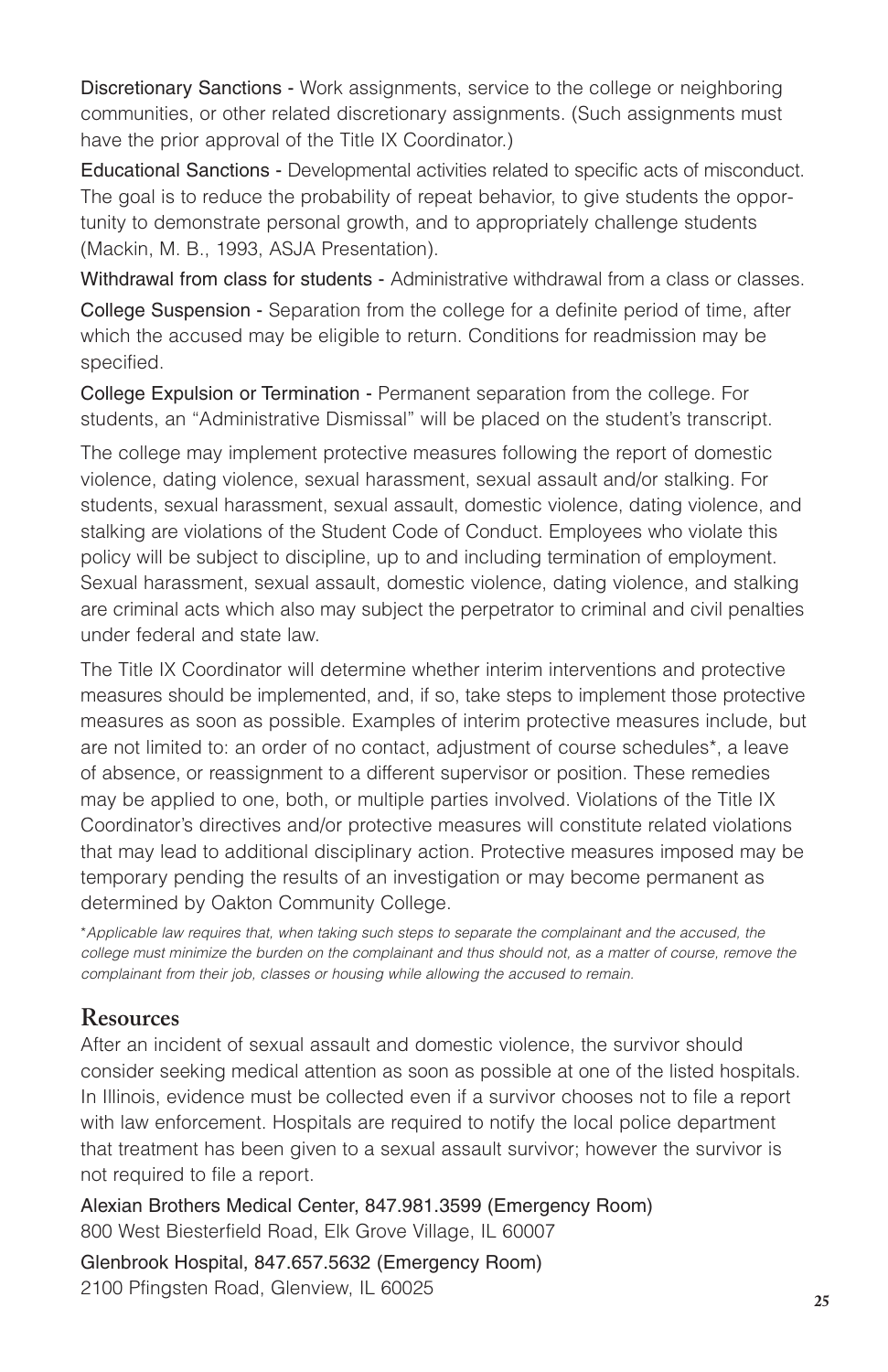Discretionary Sanctions - Work assignments, service to the college or neighboring communities, or other related discretionary assignments. (Such assignments must have the prior approval of the Title IX Coordinator.)

Educational Sanctions - Developmental activities related to specific acts of misconduct. The goal is to reduce the probability of repeat behavior, to give students the opportunity to demonstrate personal growth, and to appropriately challenge students (Mackin, M. B., 1993, ASJA Presentation).

Withdrawal from class for students - Administrative withdrawal from a class or classes.

College Suspension - Separation from the college for a definite period of time, after which the accused may be eligible to return. Conditions for readmission may be specified.

College Expulsion or Termination - Permanent separation from the college. For students, an "Administrative Dismissal" will be placed on the student's transcript.

The college may implement protective measures following the report of domestic violence, dating violence, sexual harassment, sexual assault and/or stalking. For students, sexual harassment, sexual assault, domestic violence, dating violence, and stalking are violations of the Student Code of Conduct. Employees who violate this policy will be subject to discipline, up to and including termination of employment. Sexual harassment, sexual assault, domestic violence, dating violence, and stalking are criminal acts which also may subject the perpetrator to criminal and civil penalties under federal and state law.

The Title IX Coordinator will determine whether interim interventions and protective measures should be implemented, and, if so, take steps to implement those protective measures as soon as possible. Examples of interim protective measures include, but are not limited to: an order of no contact, adjustment of course schedules*, a leave of absence, or reassignment to a different supervisor or position. These remedies may be applied to one, both, or multiple parties involved. Violations of the Title IX Coordinator's directives and/or protective measures will constitute related violations that may lead to additional disciplinary action. Protective measures imposed may be temporary pending the results of an investigation or may become permanent as determined by Oakton Community College.

**Applicable law requires that, when taking such steps to separate the complainant and the accused, the college must minimize the burden on the complainant and thus should not, as a matter of course, remove the complainant from their job, classes or housing while allowing the accused to remain.*

## Resources

After an incident of sexual assault and domestic violence, the survivor should consider seeking medical attention as soon as possible at one of the listed hospitals. In Illinois, evidence must be collected even if a survivor chooses not to file a report with law enforcement. Hospitals are required to notify the local police department that treatment has been given to a sexual assault survivor; however the survivor is not required to file a report.

Alexian Brothers Medical Center, 847.981.3599 (Emergency Room)
800 West Biesterfield Road, Elk Grove Village, IL 60007

Glenbrook Hospital, 847.657.5632 (Emergency Room)
2100 Pfingsten Road, Glenview, IL 60025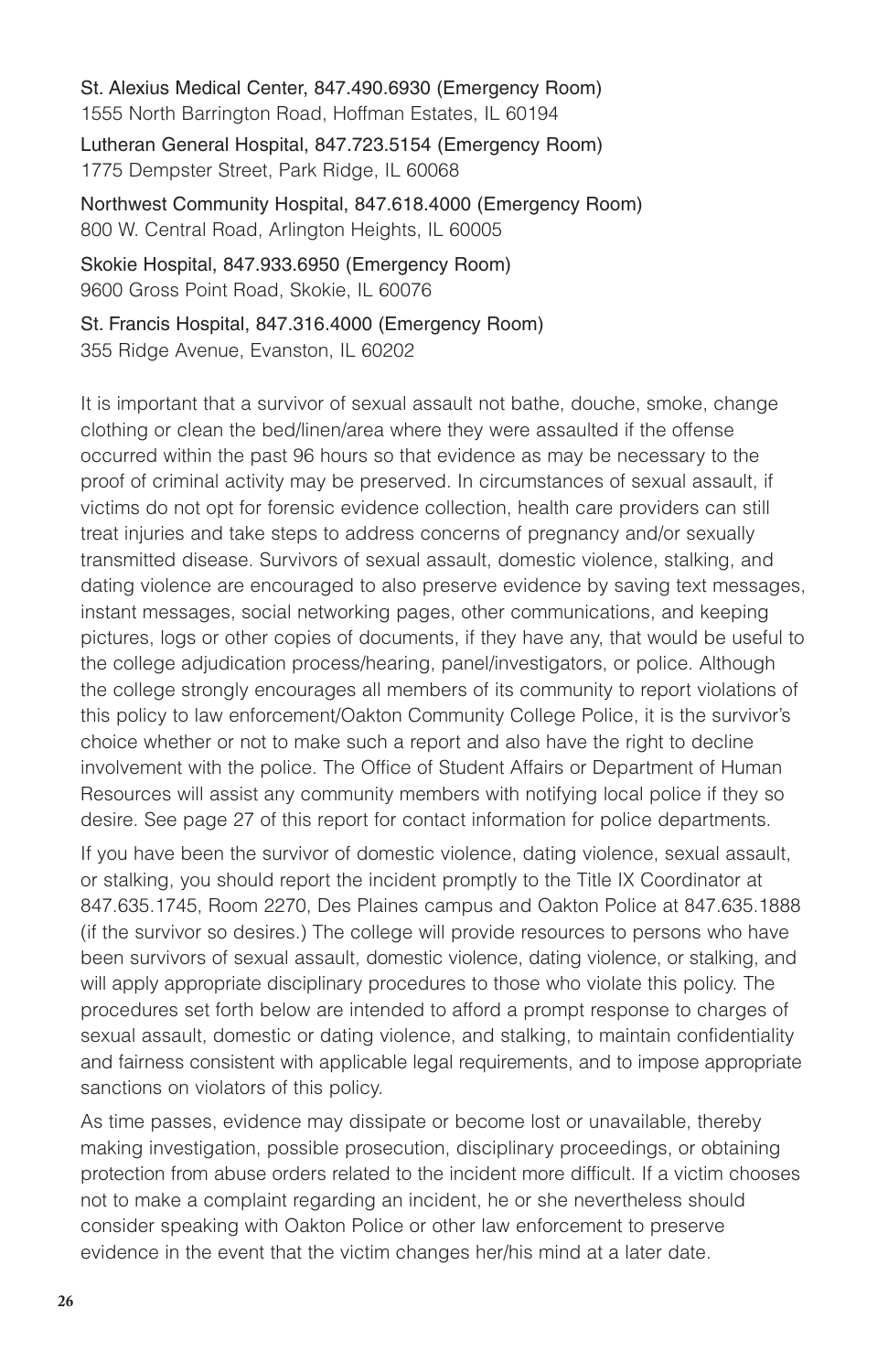St. Alexius Medical Center, 847.490.6930 (Emergency Room)
1555 North Barrington Road, Hoffman Estates, IL 60194

Lutheran General Hospital, 847.723.5154 (Emergency Room)
1775 Dempster Street, Park Ridge, IL 60068

Northwest Community Hospital, 847.618.4000 (Emergency Room)
800 W. Central Road, Arlington Heights, IL 60005

Skokie Hospital, 847.933.6950 (Emergency Room)
9600 Gross Point Road, Skokie, IL 60076

St. Francis Hospital, 847.316.4000 (Emergency Room)
355 Ridge Avenue, Evanston, IL 60202

It is important that a survivor of sexual assault not bathe, douche, smoke, change clothing or clean the bed/linen/area where they were assaulted if the offense occurred within the past 96 hours so that evidence as may be necessary to the proof of criminal activity may be preserved. In circumstances of sexual assault, if victims do not opt for forensic evidence collection, health care providers can still treat injuries and take steps to address concerns of pregnancy and/or sexually transmitted disease. Survivors of sexual assault, domestic violence, stalking, and dating violence are encouraged to also preserve evidence by saving text messages, instant messages, social networking pages, other communications, and keeping pictures, logs or other copies of documents, if they have any, that would be useful to the college adjudication process/hearing, panel/investigators, or police. Although the college strongly encourages all members of its community to report violations of this policy to law enforcement/Oakton Community College Police, it is the survivor's choice whether or not to make such a report and also have the right to decline involvement with the police. The Office of Student Affairs or Department of Human Resources will assist any community members with notifying local police if they so desire. See page 27 of this report for contact information for police departments.

If you have been the survivor of domestic violence, dating violence, sexual assault, or stalking, you should report the incident promptly to the Title IX Coordinator at 847.635.1745, Room 2270, Des Plaines campus and Oakton Police at 847.635.1888 (if the survivor so desires.) The college will provide resources to persons who have been survivors of sexual assault, domestic violence, dating violence, or stalking, and will apply appropriate disciplinary procedures to those who violate this policy. The procedures set forth below are intended to afford a prompt response to charges of sexual assault, domestic or dating violence, and stalking, to maintain confidentiality and fairness consistent with applicable legal requirements, and to impose appropriate sanctions on violators of this policy.

As time passes, evidence may dissipate or become lost or unavailable, thereby making investigation, possible prosecution, disciplinary proceedings, or obtaining protection from abuse orders related to the incident more difficult. If a victim chooses not to make a complaint regarding an incident, he or she nevertheless should consider speaking with Oakton Police or other law enforcement to preserve evidence in the event that the victim changes her/his mind at a later date.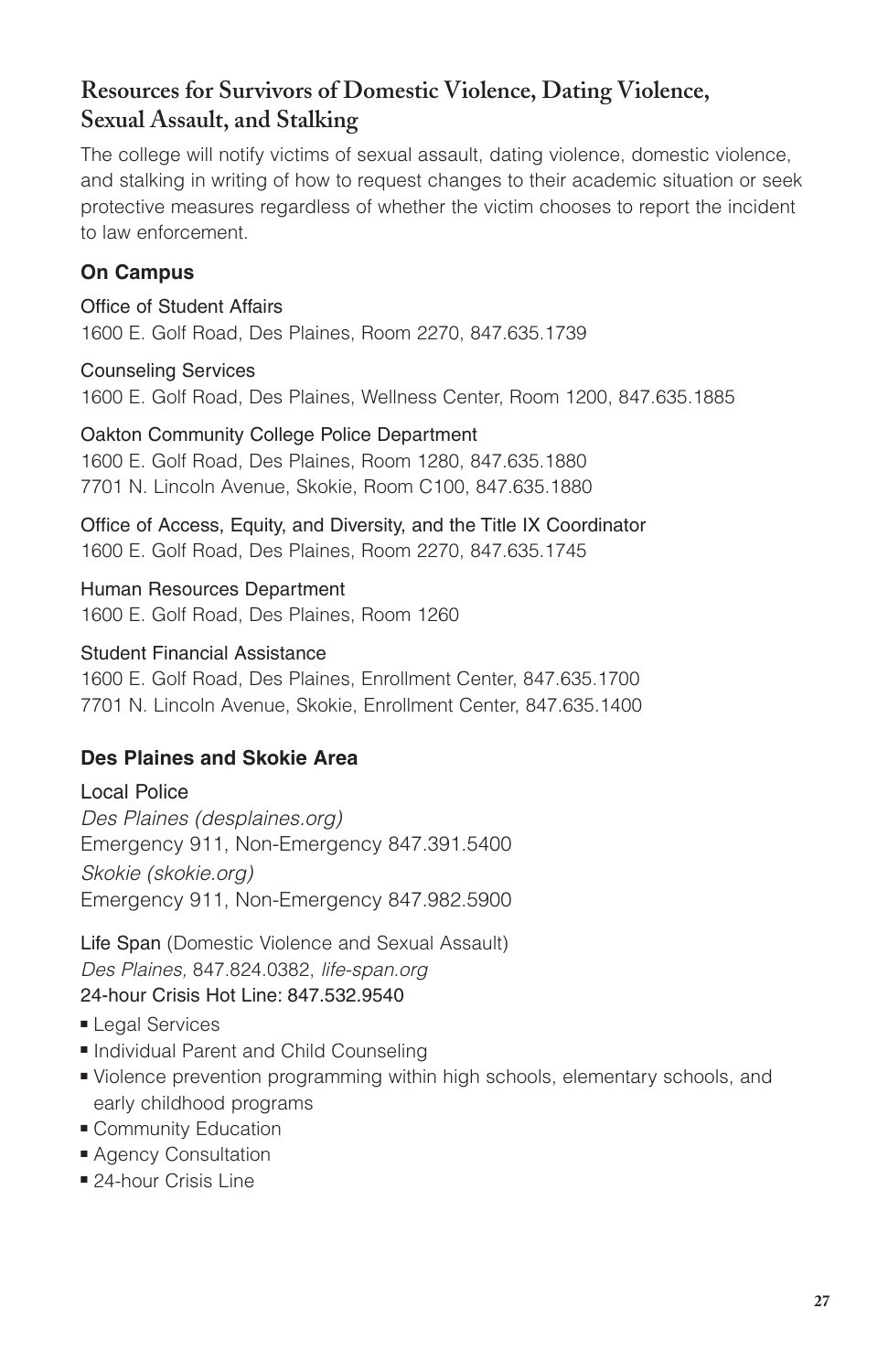## Resources for Survivors of Domestic Violence, Dating Violence, Sexual Assault, and Stalking

The college will notify victims of sexual assault, dating violence, domestic violence, and stalking in writing of how to request changes to their academic situation or seek protective measures regardless of whether the victim chooses to report the incident to law enforcement.

### On Campus

Office of Student Affairs
1600 E. Golf Road, Des Plaines, Room 2270, 847.635.1739

Counseling Services
1600 E. Golf Road, Des Plaines, Wellness Center, Room 1200, 847.635.1885

Oakton Community College Police Department
1600 E. Golf Road, Des Plaines, Room 1280, 847.635.1880
7701 N. Lincoln Avenue, Skokie, Room C100, 847.635.1880

Office of Access, Equity, and Diversity, and the Title IX Coordinator
1600 E. Golf Road, Des Plaines, Room 2270, 847.635.1745

Human Resources Department
1600 E. Golf Road, Des Plaines, Room 1260

Student Financial Assistance
1600 E. Golf Road, Des Plaines, Enrollment Center, 847.635.1700
7701 N. Lincoln Avenue, Skokie, Enrollment Center, 847.635.1400

### Des Plaines and Skokie Area

Local Police
*Des Plaines (desplaines.org)*
Emergency 911, Non-Emergency 847.391.5400
*Skokie (skokie.org)*
Emergency 911, Non-Emergency 847.982.5900

Life Span (Domestic Violence and Sexual Assault)
*Des Plaines,* 847.824.0382, *life-span.org*
24-hour Crisis Hot Line: 847.532.9540

- Legal Services
- Individual Parent and Child Counseling
- Violence prevention programming within high schools, elementary schools, and early childhood programs
- Community Education
- Agency Consultation
- 24-hour Crisis Line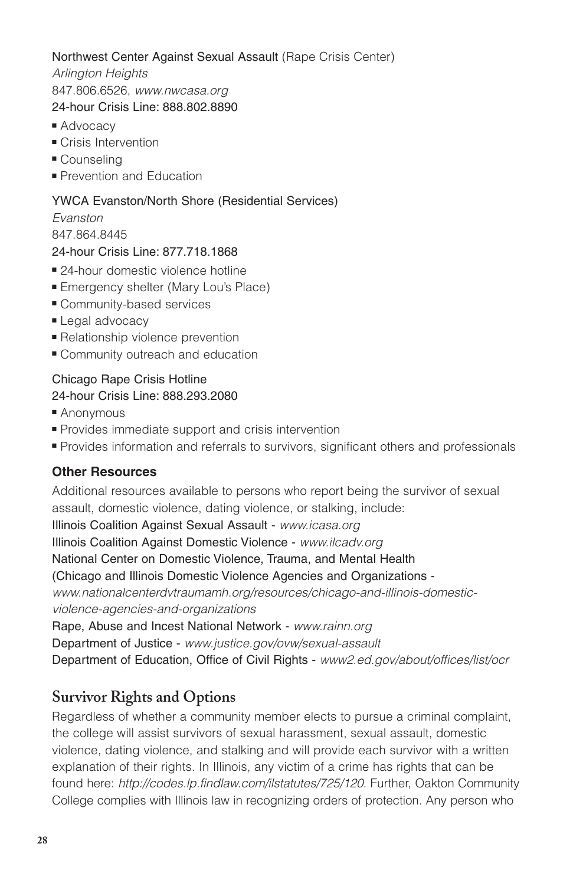Northwest Center Against Sexual Assault (Rape Crisis Center)
*Arlington Heights*
847.806.6526, *www.nwcasa.org*
24-hour Crisis Line: 888.802.8890

- Advocacy
- Crisis Intervention
- Counseling
- Prevention and Education

YWCA Evanston/North Shore (Residential Services)
*Evanston*
847.864.8445
24-hour Crisis Line: 877.718.1868

- 24-hour domestic violence hotline
- Emergency shelter (Mary Lou's Place)
- Community-based services
- Legal advocacy
- Relationship violence prevention
- Community outreach and education

Chicago Rape Crisis Hotline
24-hour Crisis Line: 888.293.2080

- Anonymous
- Provides immediate support and crisis intervention
- Provides information and referrals to survivors, significant others and professionals

**Other Resources**

Additional resources available to persons who report being the survivor of sexual assault, domestic violence, dating violence, or stalking, include:
Illinois Coalition Against Sexual Assault - *www.icasa.org*
Illinois Coalition Against Domestic Violence - *www.ilcadv.org*
National Center on Domestic Violence, Trauma, and Mental Health
(Chicago and Illinois Domestic Violence Agencies and Organizations - *www.nationalcenterdvtraumamh.org/resources/chicago-and-illinois-domestic-violence-agencies-and-organizations*
Rape, Abuse and Incest National Network - *www.rainn.org*
Department of Justice - *www.justice.gov/ovw/sexual-assault*
Department of Education, Office of Civil Rights - *www2.ed.gov/about/offices/list/ocr*

## Survivor Rights and Options

Regardless of whether a community member elects to pursue a criminal complaint, the college will assist survivors of sexual harassment, sexual assault, domestic violence, dating violence, and stalking and will provide each survivor with a written explanation of their rights. In Illinois, any victim of a crime has rights that can be found here: *http://codes.lp.findlaw.com/ilstatutes/725/120*. Further, Oakton Community College complies with Illinois law in recognizing orders of protection. Any person who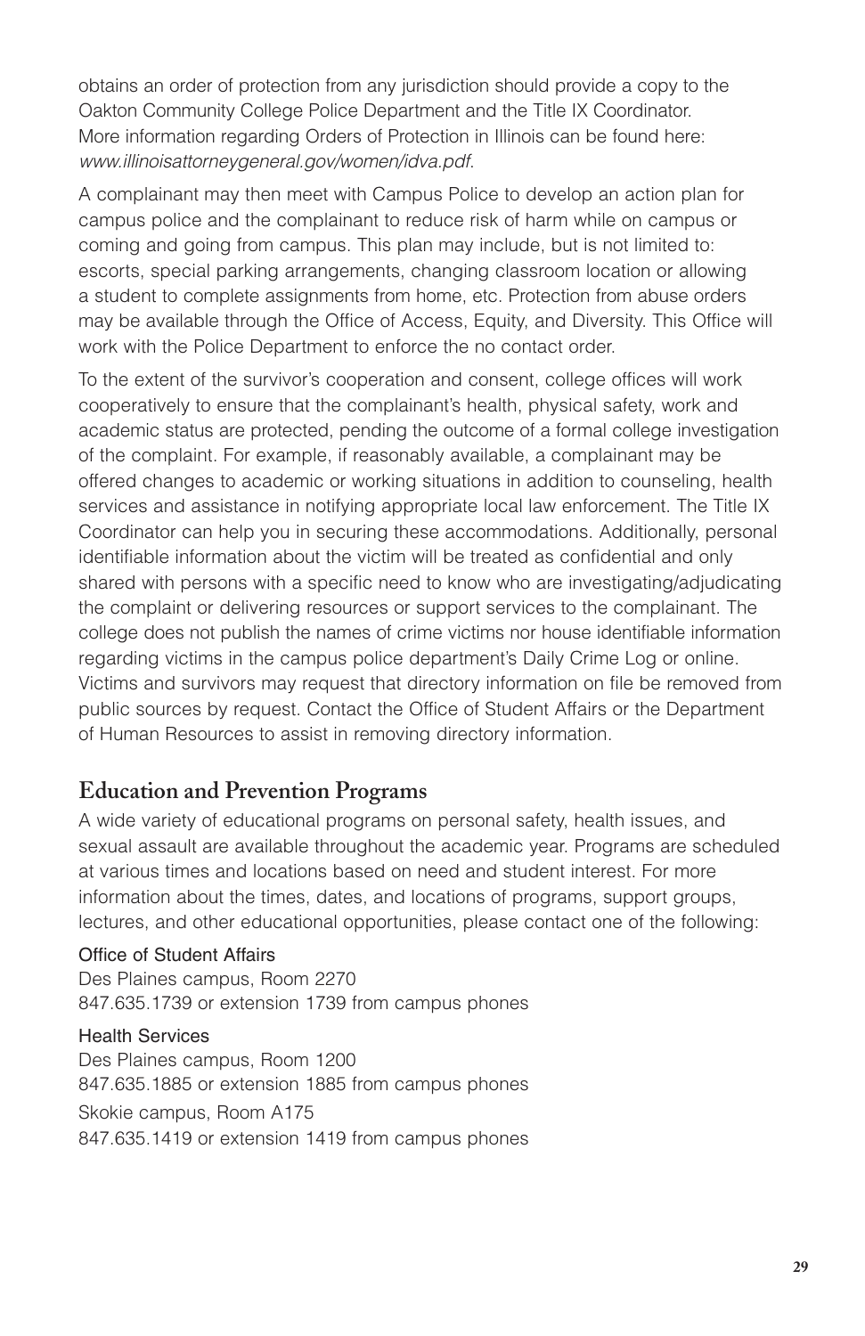obtains an order of protection from any jurisdiction should provide a copy to the Oakton Community College Police Department and the Title IX Coordinator. More information regarding Orders of Protection in Illinois can be found here: *www.illinoisattorneygeneral.gov/women/idva.pdf.*

A complainant may then meet with Campus Police to develop an action plan for campus police and the complainant to reduce risk of harm while on campus or coming and going from campus. This plan may include, but is not limited to: escorts, special parking arrangements, changing classroom location or allowing a student to complete assignments from home, etc. Protection from abuse orders may be available through the Office of Access, Equity, and Diversity. This Office will work with the Police Department to enforce the no contact order.

To the extent of the survivor's cooperation and consent, college offices will work cooperatively to ensure that the complainant's health, physical safety, work and academic status are protected, pending the outcome of a formal college investigation of the complaint. For example, if reasonably available, a complainant may be offered changes to academic or working situations in addition to counseling, health services and assistance in notifying appropriate local law enforcement. The Title IX Coordinator can help you in securing these accommodations. Additionally, personal identifiable information about the victim will be treated as confidential and only shared with persons with a specific need to know who are investigating/adjudicating the complaint or delivering resources or support services to the complainant. The college does not publish the names of crime victims nor house identifiable information regarding victims in the campus police department's Daily Crime Log or online. Victims and survivors may request that directory information on file be removed from public sources by request. Contact the Office of Student Affairs or the Department of Human Resources to assist in removing directory information.

## Education and Prevention Programs

A wide variety of educational programs on personal safety, health issues, and sexual assault are available throughout the academic year. Programs are scheduled at various times and locations based on need and student interest. For more information about the times, dates, and locations of programs, support groups, lectures, and other educational opportunities, please contact one of the following:

Office of Student Affairs
Des Plaines campus, Room 2270
847.635.1739 or extension 1739 from campus phones

Health Services
Des Plaines campus, Room 1200
847.635.1885 or extension 1885 from campus phones
Skokie campus, Room A175
847.635.1419 or extension 1419 from campus phones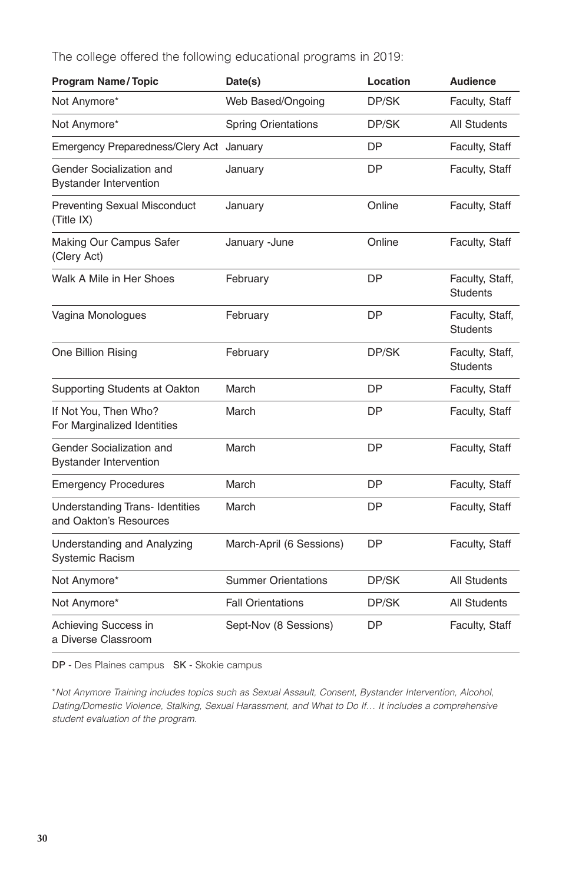The college offered the following educational programs in 2019:

| Program Name/Topic | Date(s) | Location | Audience |
| --- | --- | --- | --- |
| Not Anymore* | Web Based/Ongoing | DP/SK | Faculty, Staff |
| Not Anymore* | Spring Orientations | DP/SK | All Students |
| Emergency Preparedness/Clery Act | January | DP | Faculty, Staff |
| Gender Socialization and Bystander Intervention | January | DP | Faculty, Staff |
| Preventing Sexual Misconduct (Title IX) | January | Online | Faculty, Staff |
| Making Our Campus Safer (Clery Act) | January -June | Online | Faculty, Staff |
| Walk A Mile in Her Shoes | February | DP | Faculty, Staff, Students |
| Vagina Monologues | February | DP | Faculty, Staff, Students |
| One Billion Rising | February | DP/SK | Faculty, Staff, Students |
| Supporting Students at Oakton | March | DP | Faculty, Staff |
| If Not You, Then Who? For Marginalized Identities | March | DP | Faculty, Staff |
| Gender Socialization and Bystander Intervention | March | DP | Faculty, Staff |
| Emergency Procedures | March | DP | Faculty, Staff |
| Understanding Trans- Identities and Oakton's Resources | March | DP | Faculty, Staff |
| Understanding and Analyzing Systemic Racism | March-April (6 Sessions) | DP | Faculty, Staff |
| Not Anymore* | Summer Orientations | DP/SK | All Students |
| Not Anymore* | Fall Orientations | DP/SK | All Students |
| Achieving Success in a Diverse Classroom | Sept-Nov (8 Sessions) | DP | Faculty, Staff |

DP - Des Plaines campus SK - Skokie campus

*\*Not Anymore Training includes topics such as Sexual Assault, Consent, Bystander Intervention, Alcohol, Dating/Domestic Violence, Stalking, Sexual Harassment, and What to Do If… It includes a comprehensive student evaluation of the program.*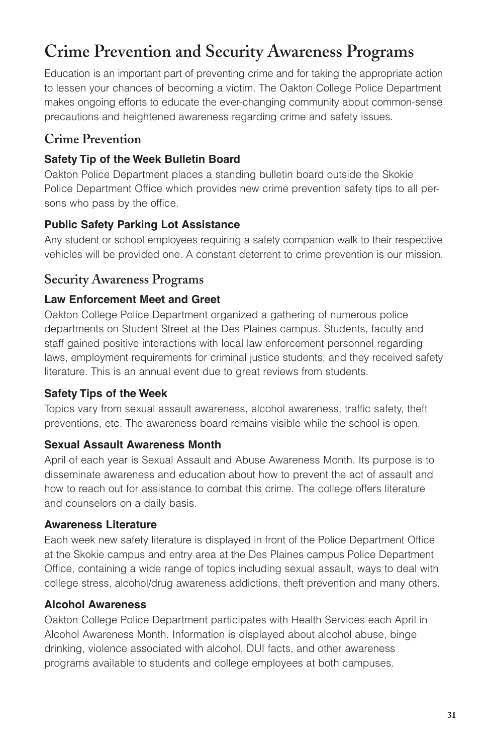# Crime Prevention and Security Awareness Programs

Education is an important part of preventing crime and for taking the appropriate action to lessen your chances of becoming a victim. The Oakton College Police Department makes ongoing efforts to educate the ever-changing community about common-sense precautions and heightened awareness regarding crime and safety issues.

## Crime Prevention

### Safety Tip of the Week Bulletin Board

Oakton Police Department places a standing bulletin board outside the Skokie Police Department Office which provides new crime prevention safety tips to all persons who pass by the office.

### Public Safety Parking Lot Assistance

Any student or school employees requiring a safety companion walk to their respective vehicles will be provided one. A constant deterrent to crime prevention is our mission.

## Security Awareness Programs

### Law Enforcement Meet and Greet

Oakton College Police Department organized a gathering of numerous police departments on Student Street at the Des Plaines campus. Students, faculty and staff gained positive interactions with local law enforcement personnel regarding laws, employment requirements for criminal justice students, and they received safety literature. This is an annual event due to great reviews from students.

### Safety Tips of the Week

Topics vary from sexual assault awareness, alcohol awareness, traffic safety, theft preventions, etc. The awareness board remains visible while the school is open.

### Sexual Assault Awareness Month

April of each year is Sexual Assault and Abuse Awareness Month. Its purpose is to disseminate awareness and education about how to prevent the act of assault and how to reach out for assistance to combat this crime. The college offers literature and counselors on a daily basis.

### Awareness Literature

Each week new safety literature is displayed in front of the Police Department Office at the Skokie campus and entry area at the Des Plaines campus Police Department Office, containing a wide range of topics including sexual assault, ways to deal with college stress, alcohol/drug awareness addictions, theft prevention and many others.

### Alcohol Awareness

Oakton College Police Department participates with Health Services each April in Alcohol Awareness Month. Information is displayed about alcohol abuse, binge drinking, violence associated with alcohol, DUI facts, and other awareness programs available to students and college employees at both campuses.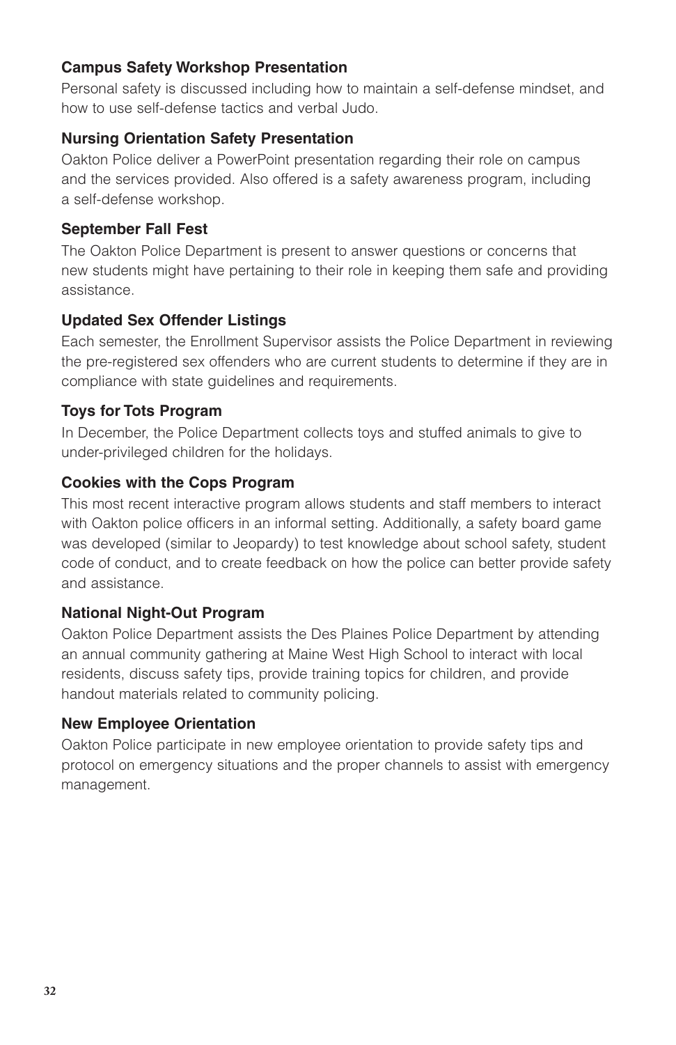**Campus Safety Workshop Presentation**

Personal safety is discussed including how to maintain a self-defense mindset, and how to use self-defense tactics and verbal Judo.

**Nursing Orientation Safety Presentation**

Oakton Police deliver a PowerPoint presentation regarding their role on campus and the services provided. Also offered is a safety awareness program, including a self-defense workshop.

**September Fall Fest**

The Oakton Police Department is present to answer questions or concerns that new students might have pertaining to their role in keeping them safe and providing assistance.

**Updated Sex Offender Listings**

Each semester, the Enrollment Supervisor assists the Police Department in reviewing the pre-registered sex offenders who are current students to determine if they are in compliance with state guidelines and requirements.

**Toys for Tots Program**

In December, the Police Department collects toys and stuffed animals to give to under-privileged children for the holidays.

**Cookies with the Cops Program**

This most recent interactive program allows students and staff members to interact with Oakton police officers in an informal setting. Additionally, a safety board game was developed (similar to Jeopardy) to test knowledge about school safety, student code of conduct, and to create feedback on how the police can better provide safety and assistance.

**National Night-Out Program**

Oakton Police Department assists the Des Plaines Police Department by attending an annual community gathering at Maine West High School to interact with local residents, discuss safety tips, provide training topics for children, and provide handout materials related to community policing.

**New Employee Orientation**

Oakton Police participate in new employee orientation to provide safety tips and protocol on emergency situations and the proper channels to assist with emergency management.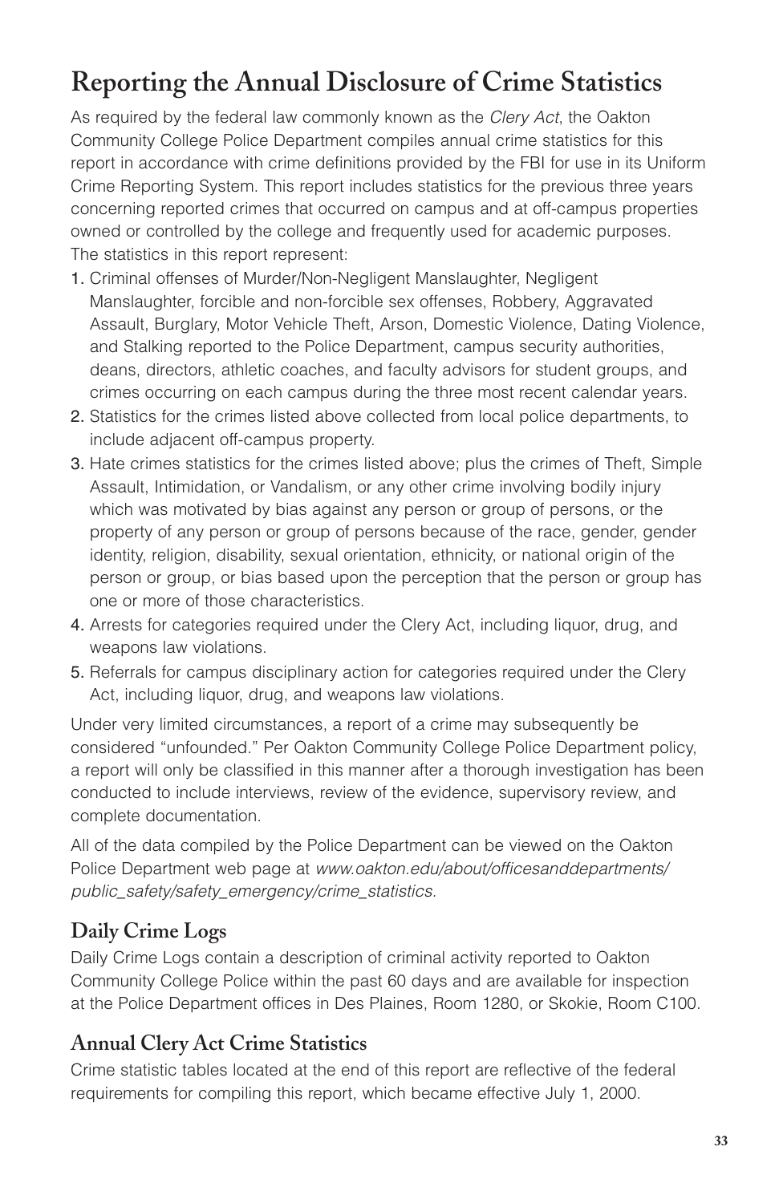# Reporting the Annual Disclosure of Crime Statistics

As required by the federal law commonly known as the *Clery Act*, the Oakton Community College Police Department compiles annual crime statistics for this report in accordance with crime definitions provided by the FBI for use in its Uniform Crime Reporting System. This report includes statistics for the previous three years concerning reported crimes that occurred on campus and at off-campus properties owned or controlled by the college and frequently used for academic purposes. The statistics in this report represent:

1. Criminal offenses of Murder/Non-Negligent Manslaughter, Negligent Manslaughter, forcible and non-forcible sex offenses, Robbery, Aggravated Assault, Burglary, Motor Vehicle Theft, Arson, Domestic Violence, Dating Violence, and Stalking reported to the Police Department, campus security authorities, deans, directors, athletic coaches, and faculty advisors for student groups, and crimes occurring on each campus during the three most recent calendar years.
2. Statistics for the crimes listed above collected from local police departments, to include adjacent off-campus property.
3. Hate crimes statistics for the crimes listed above; plus the crimes of Theft, Simple Assault, Intimidation, or Vandalism, or any other crime involving bodily injury which was motivated by bias against any person or group of persons, or the property of any person or group of persons because of the race, gender, gender identity, religion, disability, sexual orientation, ethnicity, or national origin of the person or group, or bias based upon the perception that the person or group has one or more of those characteristics.
4. Arrests for categories required under the Clery Act, including liquor, drug, and weapons law violations.
5. Referrals for campus disciplinary action for categories required under the Clery Act, including liquor, drug, and weapons law violations.

Under very limited circumstances, a report of a crime may subsequently be considered "unfounded." Per Oakton Community College Police Department policy, a report will only be classified in this manner after a thorough investigation has been conducted to include interviews, review of the evidence, supervisory review, and complete documentation.

All of the data compiled by the Police Department can be viewed on the Oakton Police Department web page at *www.oakton.edu/about/officesanddepartments/public_safety/safety_emergency/crime_statistics.*

## Daily Crime Logs

Daily Crime Logs contain a description of criminal activity reported to Oakton Community College Police within the past 60 days and are available for inspection at the Police Department offices in Des Plaines, Room 1280, or Skokie, Room C100.

## Annual Clery Act Crime Statistics

Crime statistic tables located at the end of this report are reflective of the federal requirements for compiling this report, which became effective July 1, 2000.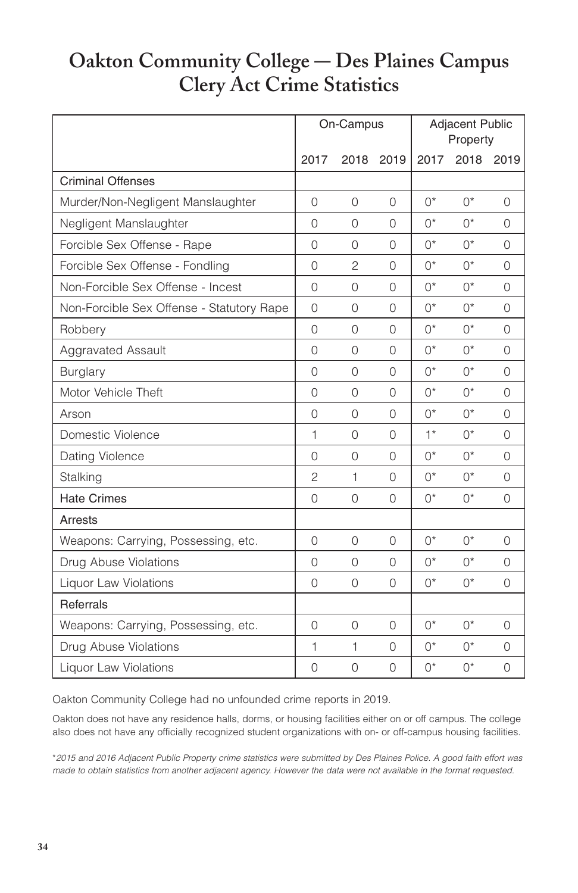# Oakton Community College — Des Plaines Campus Clery Act Crime Statistics

| | On-Campus | | | Adjacent Public Property | | |
|---|---|---|---|---|---|---|
| | 2017 | 2018 | 2019 | 2017 | 2018 | 2019 |
| **Criminal Offenses** | | | | | | |
| Murder/Non-Negligent Manslaughter | 0 | 0 | 0 | 0* | 0* | 0 |
| Negligent Manslaughter | 0 | 0 | 0 | 0* | 0* | 0 |
| Forcible Sex Offense - Rape | 0 | 0 | 0 | 0* | 0* | 0 |
| Forcible Sex Offense - Fondling | 0 | 2 | 0 | 0* | 0* | 0 |
| Non-Forcible Sex Offense - Incest | 0 | 0 | 0 | 0* | 0* | 0 |
| Non-Forcible Sex Offense - Statutory Rape | 0 | 0 | 0 | 0* | 0* | 0 |
| Robbery | 0 | 0 | 0 | 0* | 0* | 0 |
| Aggravated Assault | 0 | 0 | 0 | 0* | 0* | 0 |
| Burglary | 0 | 0 | 0 | 0* | 0* | 0 |
| Motor Vehicle Theft | 0 | 0 | 0 | 0* | 0* | 0 |
| Arson | 0 | 0 | 0 | 0* | 0* | 0 |
| Domestic Violence | 1 | 0 | 0 | 1* | 0* | 0 |
| Dating Violence | 0 | 0 | 0 | 0* | 0* | 0 |
| Stalking | 2 | 1 | 0 | 0* | 0* | 0 |
| **Hate Crimes** | 0 | 0 | 0 | 0* | 0* | 0 |
| **Arrests** | | | | | | |
| Weapons: Carrying, Possessing, etc. | 0 | 0 | 0 | 0* | 0* | 0 |
| Drug Abuse Violations | 0 | 0 | 0 | 0* | 0* | 0 |
| Liquor Law Violations | 0 | 0 | 0 | 0* | 0* | 0 |
| **Referrals** | | | | | | |
| Weapons: Carrying, Possessing, etc. | 0 | 0 | 0 | 0* | 0* | 0 |
| Drug Abuse Violations | 1 | 1 | 0 | 0* | 0* | 0 |
| Liquor Law Violations | 0 | 0 | 0 | 0* | 0* | 0 |

Oakton Community College had no unfounded crime reports in 2019.

Oakton does not have any residence halls, dorms, or housing facilities either on or off campus. The college also does not have any officially recognized student organizations with on- or off-campus housing facilities.

*\*2015 and 2016 Adjacent Public Property crime statistics were submitted by Des Plaines Police. A good faith effort was made to obtain statistics from another adjacent agency. However the data were not available in the format requested.*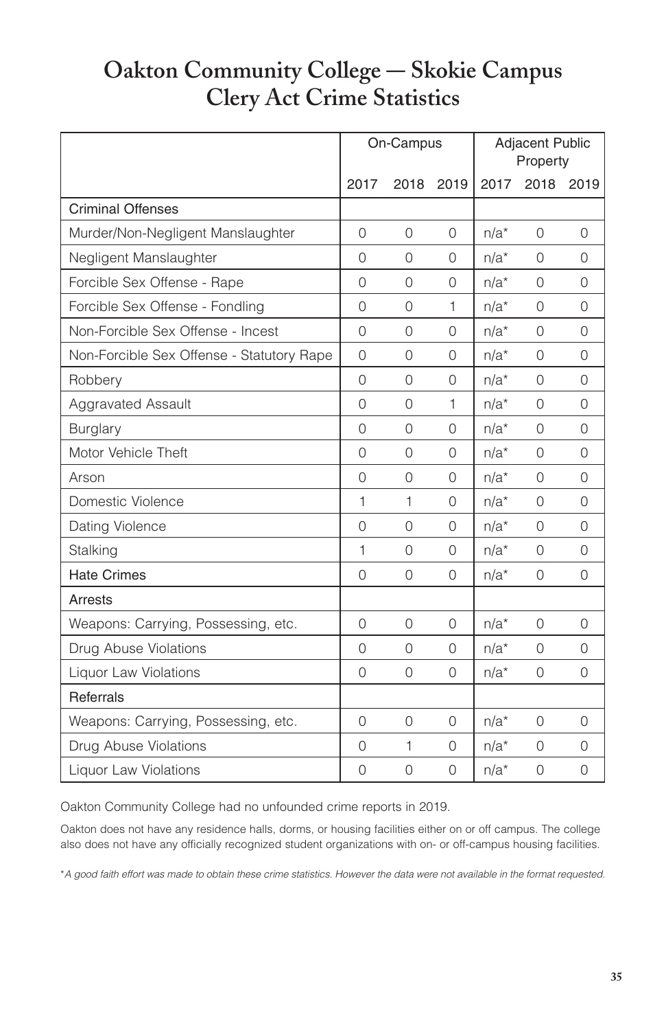# Oakton Community College — Skokie Campus Clery Act Crime Statistics

| | On-Campus | | | Adjacent Public Property | | |
|---|---|---|---|---|---|---|
| | 2017 | 2018 | 2019 | 2017 | 2018 | 2019 |
| Criminal Offenses | | | | | | |
| Murder/Non-Negligent Manslaughter | 0 | 0 | 0 | n/a* | 0 | 0 |
| Negligent Manslaughter | 0 | 0 | 0 | n/a* | 0 | 0 |
| Forcible Sex Offense - Rape | 0 | 0 | 0 | n/a* | 0 | 0 |
| Forcible Sex Offense - Fondling | 0 | 0 | 1 | n/a* | 0 | 0 |
| Non-Forcible Sex Offense - Incest | 0 | 0 | 0 | n/a* | 0 | 0 |
| Non-Forcible Sex Offense - Statutory Rape | 0 | 0 | 0 | n/a* | 0 | 0 |
| Robbery | 0 | 0 | 0 | n/a* | 0 | 0 |
| Aggravated Assault | 0 | 0 | 1 | n/a* | 0 | 0 |
| Burglary | 0 | 0 | 0 | n/a* | 0 | 0 |
| Motor Vehicle Theft | 0 | 0 | 0 | n/a* | 0 | 0 |
| Arson | 0 | 0 | 0 | n/a* | 0 | 0 |
| Domestic Violence | 1 | 1 | 0 | n/a* | 0 | 0 |
| Dating Violence | 0 | 0 | 0 | n/a* | 0 | 0 |
| Stalking | 1 | 0 | 0 | n/a* | 0 | 0 |
| Hate Crimes | 0 | 0 | 0 | n/a* | 0 | 0 |
| Arrests | | | | | | |
| Weapons: Carrying, Possessing, etc. | 0 | 0 | 0 | n/a* | 0 | 0 |
| Drug Abuse Violations | 0 | 0 | 0 | n/a* | 0 | 0 |
| Liquor Law Violations | 0 | 0 | 0 | n/a* | 0 | 0 |
| Referrals | | | | | | |
| Weapons: Carrying, Possessing, etc. | 0 | 0 | 0 | n/a* | 0 | 0 |
| Drug Abuse Violations | 0 | 1 | 0 | n/a* | 0 | 0 |
| Liquor Law Violations | 0 | 0 | 0 | n/a* | 0 | 0 |

Oakton Community College had no unfounded crime reports in 2019.

Oakton does not have any residence halls, dorms, or housing facilities either on or off campus. The college also does not have any officially recognized student organizations with on- or off-campus housing facilities.

**A good faith effort was made to obtain these crime statistics. However the data were not available in the format requested.*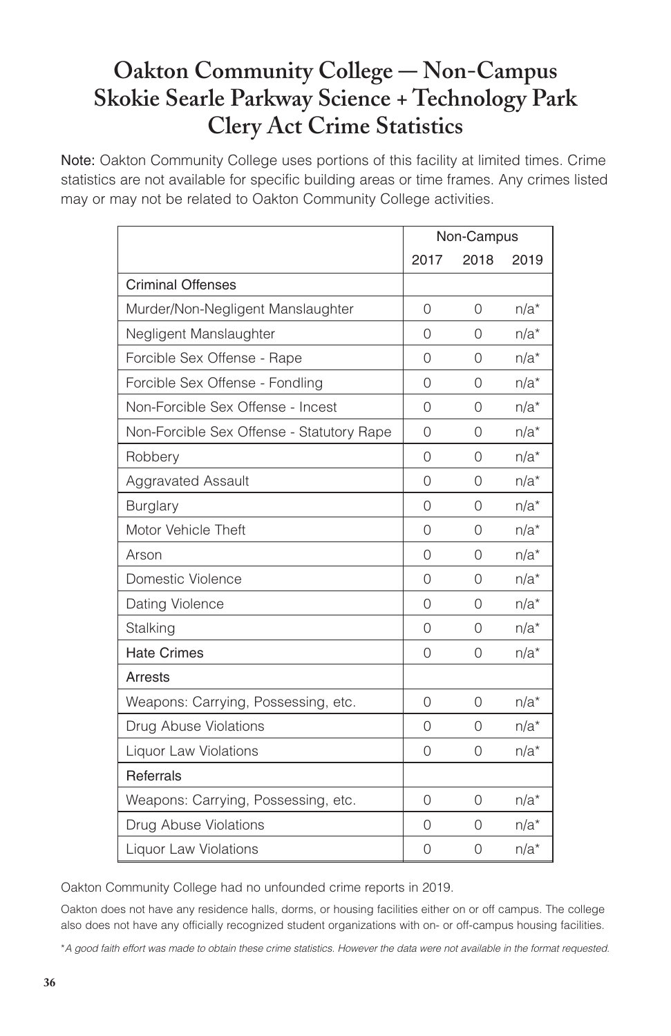# Oakton Community College — Non-Campus Skokie Searle Parkway Science + Technology Park Clery Act Crime Statistics

**Note:** Oakton Community College uses portions of this facility at limited times. Crime statistics are not available for specific building areas or time frames. Any crimes listed may or may not be related to Oakton Community College activities.

| | Non-Campus | | |
|---|---|---|---|
| | 2017 | 2018 | 2019 |
| **Criminal Offenses** | | | |
| Murder/Non-Negligent Manslaughter | 0 | 0 | n/a* |
| Negligent Manslaughter | 0 | 0 | n/a* |
| Forcible Sex Offense - Rape | 0 | 0 | n/a* |
| Forcible Sex Offense - Fondling | 0 | 0 | n/a* |
| Non-Forcible Sex Offense - Incest | 0 | 0 | n/a* |
| Non-Forcible Sex Offense - Statutory Rape | 0 | 0 | n/a* |
| Robbery | 0 | 0 | n/a* |
| Aggravated Assault | 0 | 0 | n/a* |
| Burglary | 0 | 0 | n/a* |
| Motor Vehicle Theft | 0 | 0 | n/a* |
| Arson | 0 | 0 | n/a* |
| Domestic Violence | 0 | 0 | n/a* |
| Dating Violence | 0 | 0 | n/a* |
| Stalking | 0 | 0 | n/a* |
| **Hate Crimes** | 0 | 0 | n/a* |
| **Arrests** | | | |
| Weapons: Carrying, Possessing, etc. | 0 | 0 | n/a* |
| Drug Abuse Violations | 0 | 0 | n/a* |
| Liquor Law Violations | 0 | 0 | n/a* |
| **Referrals** | | | |
| Weapons: Carrying, Possessing, etc. | 0 | 0 | n/a* |
| Drug Abuse Violations | 0 | 0 | n/a* |
| Liquor Law Violations | 0 | 0 | n/a* |

Oakton Community College had no unfounded crime reports in 2019.

Oakton does not have any residence halls, dorms, or housing facilities either on or off campus. The college also does not have any officially recognized student organizations with on- or off-campus housing facilities.

**A good faith effort was made to obtain these crime statistics. However the data were not available in the format requested.*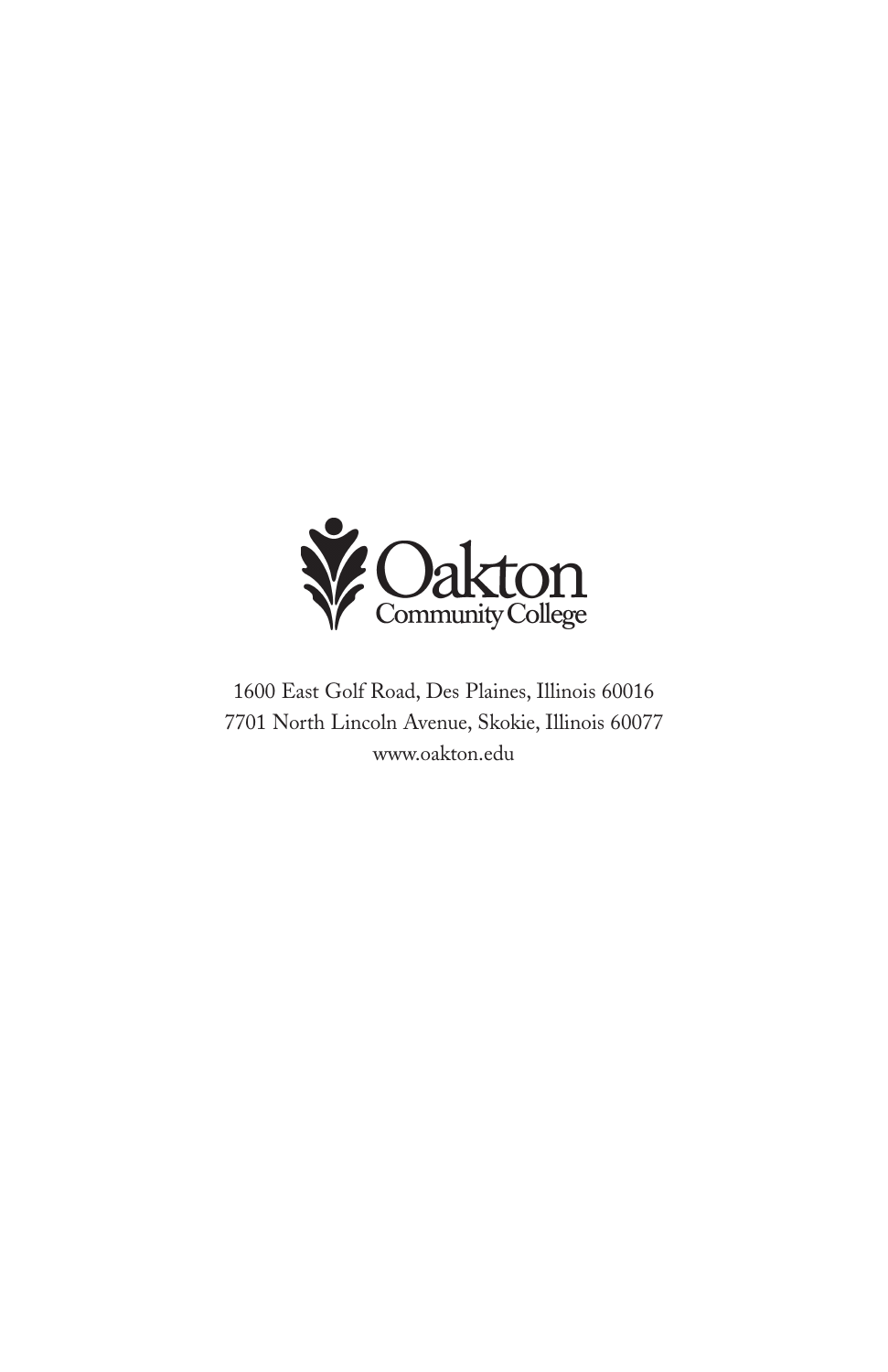Oakton Community College

1600 East Golf Road, Des Plaines, Illinois 60016
7701 North Lincoln Avenue, Skokie, Illinois 60077
www.oakton.edu